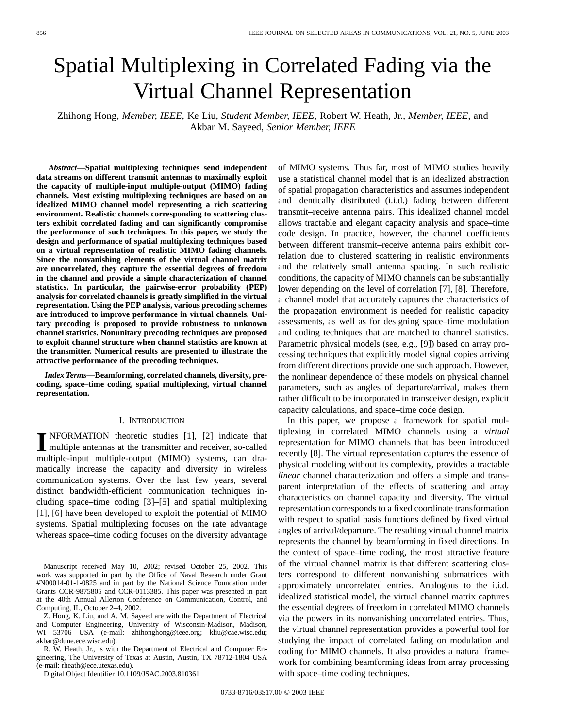# Spatial Multiplexing in Correlated Fading via the Virtual Channel Representation

Zhihong Hong, *Member, IEEE*, Ke Liu, *Student Member, IEEE*, Robert W. Heath, Jr., *Member, IEEE*, and Akbar M. Sayeed, *Senior Member, IEEE*

***Abstract*—Spatial multiplexing techniques send independent data streams on different transmit antennas to maximally exploit the capacity of multiple-input multiple-output (MIMO) fading channels. Most existing multiplexing techniques are based on an idealized MIMO channel model representing a rich scattering environment. Realistic channels corresponding to scattering clusters exhibit correlated fading and can significantly compromise the performance of such techniques. In this paper, we study the design and performance of spatial multiplexing techniques based on a virtual representation of realistic MIMO fading channels. Since the nonvanishing elements of the virtual channel matrix are uncorrelated, they capture the essential degrees of freedom in the channel and provide a simple characterization of channel statistics. In particular, the pairwise-error probability (PEP) analysis for correlated channels is greatly simplified in the virtual representation. Using the PEP analysis, various precoding schemes are introduced to improve performance in virtual channels. Unitary precoding is proposed to provide robustness to unknown channel statistics. Nonunitary precoding techniques are proposed to exploit channel structure when channel statistics are known at the transmitter. Numerical results are presented to illustrate the attractive performance of the precoding techniques.**

***Index Terms*—Beamforming, correlated channels, diversity, precoding, space–time coding, spatial multiplexing, virtual channel representation.**

## I. Introduction

INFORMATION theoretic studies [1], [2] indicate that multiple antennas at the transmitter and receiver, so-called multiple-input multiple-output (MIMO) systems, can dramatically increase the capacity and diversity in wireless communication systems. Over the last few years, several distinct bandwidth-efficient communication techniques including space–time coding [3]–[5] and spatial multiplexing [1], [6] have been developed to exploit the potential of MIMO systems. Spatial multiplexing focuses on the rate advantage whereas space–time coding focuses on the diversity advantage of MIMO systems. Thus far, most of MIMO studies heavily use a statistical channel model that is an idealized abstraction of spatial propagation characteristics and assumes independent and identically distributed (i.i.d.) fading between different transmit–receive antenna pairs. This idealized channel model allows tractable and elegant capacity analysis and space–time code design. In practice, however, the channel coefficients between different transmit–receive antenna pairs exhibit correlation due to clustered scattering in realistic environments and the relatively small antenna spacing. In such realistic conditions, the capacity of MIMO channels can be substantially lower depending on the level of correlation [7], [8]. Therefore, a channel model that accurately captures the characteristics of the propagation environment is needed for realistic capacity assessments, as well as for designing space–time modulation and coding techniques that are matched to channel statistics. Parametric physical models (see, e.g., [9]) based on array processing techniques that explicitly model signal copies arriving from different directions provide one such approach. However, the nonlinear dependence of these models on physical channel parameters, such as angles of departure/arrival, makes them rather difficult to be incorporated in transceiver design, explicit capacity calculations, and space–time code design.

In this paper, we propose a framework for spatial multiplexing in correlated MIMO channels using a *virtual* representation for MIMO channels that has been introduced recently [8]. The virtual representation captures the essence of physical modeling without its complexity, provides a tractable *linear* channel characterization and offers a simple and transparent interpretation of the effects of scattering and array characteristics on channel capacity and diversity. The virtual representation corresponds to a fixed coordinate transformation with respect to spatial basis functions defined by fixed virtual angles of arrival/departure. The resulting virtual channel matrix represents the channel by beamforming in fixed directions. In the context of space–time coding, the most attractive feature of the virtual channel matrix is that different scattering clusters correspond to different nonvanishing submatrices with approximately uncorrelated entries. Analogous to the i.i.d. idealized statistical model, the virtual channel matrix captures the essential degrees of freedom in correlated MIMO channels via the powers in its nonvanishing uncorrelated entries. Thus, the virtual channel representation provides a powerful tool for studying the impact of correlated fading on modulation and coding for MIMO channels. It also provides a natural framework for combining beamforming ideas from array processing with space–time coding techniques.

Manuscript received May 10, 2002; revised October 25, 2002. This work was supported in part by the Office of Naval Research under Grant #N00014-01-1-0825 and in part by the National Science Foundation under Grants CCR-9875805 and CCR-0113385. This paper was presented in part at the 40th Annual Allerton Conference on Communication, Control, and Computing, IL, October 2–4, 2002.

Z. Hong, K. Liu, and A. M. Sayeed are with the Department of Electrical and Computer Engineering, University of Wisconsin-Madison, Madison, WI 53706 USA (e-mail: zhihonghong@ieee.org; kliu@cae.wisc.edu; akbar@dune.ece.wisc.edu).

R. W. Heath, Jr., is with the Department of Electrical and Computer Engineering, The University of Texas at Austin, Austin, TX 78712-1804 USA (e-mail: rheath@ece.utexas.edu).

Digital Object Identifier 10.1109/JSAC.2003.810361

0733-8716/03$17.00 © 2003 IEEE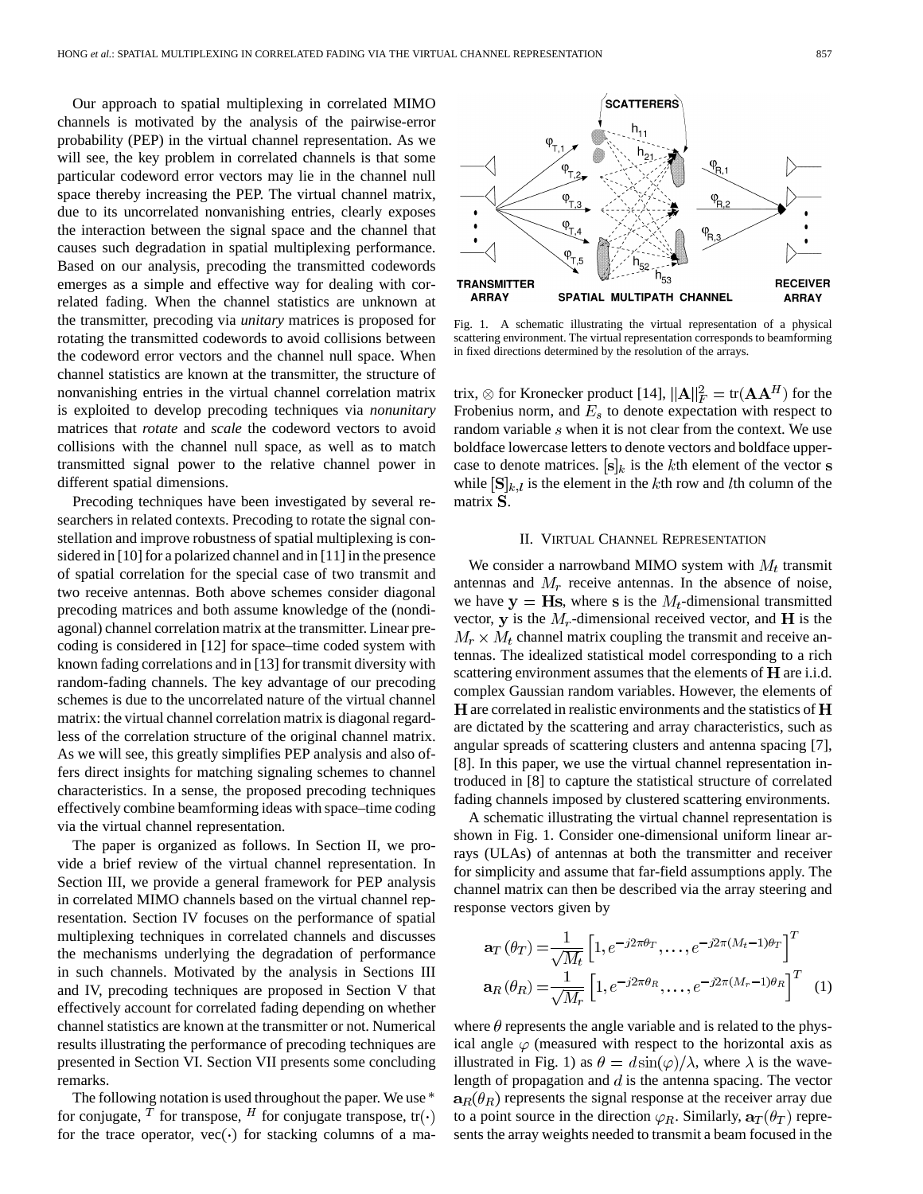Our approach to spatial multiplexing in correlated MIMO channels is motivated by the analysis of the pairwise-error probability (PEP) in the virtual channel representation. As we will see, the key problem in correlated channels is that some particular codeword error vectors may lie in the channel null space thereby increasing the PEP. The virtual channel matrix, due to its uncorrelated nonvanishing entries, clearly exposes the interaction between the signal space and the channel that causes such degradation in spatial multiplexing performance. Based on our analysis, precoding the transmitted codewords emerges as a simple and effective way for dealing with correlated fading. When the channel statistics are unknown at the transmitter, precoding via *unitary* matrices is proposed for rotating the transmitted codewords to avoid collisions between the codeword error vectors and the channel null space. When channel statistics are known at the transmitter, the structure of nonvanishing entries in the virtual channel correlation matrix is exploited to develop precoding techniques via *nonunitary* matrices that *rotate* and *scale* the codeword vectors to avoid collisions with the channel null space, as well as to match transmitted signal power to the relative channel power in different spatial dimensions.

Precoding techniques have been investigated by several researchers in related contexts. Precoding to rotate the signal constellation and improve robustness of spatial multiplexing is considered in [10] for a polarized channel and in [11] in the presence of spatial correlation for the special case of two transmit and two receive antennas. Both above schemes consider diagonal precoding matrices and both assume knowledge of the (nondiagonal) channel correlation matrix at the transmitter. Linear precoding is considered in [12] for space–time coded system with known fading correlations and in [13] for transmit diversity with random-fading channels. The key advantage of our precoding schemes is due to the uncorrelated nature of the virtual channel matrix: the virtual channel correlation matrix is diagonal regardless of the correlation structure of the original channel matrix. As we will see, this greatly simplifies PEP analysis and also offers direct insights for matching signaling schemes to channel characteristics. In a sense, the proposed precoding techniques effectively combine beamforming ideas with space–time coding via the virtual channel representation.

The paper is organized as follows. In Section II, we provide a brief review of the virtual channel representation. In Section III, we provide a general framework for PEP analysis in correlated MIMO channels based on the virtual channel representation. Section IV focuses on the performance of spatial multiplexing techniques in correlated channels and discusses the mechanisms underlying the degradation of performance in such channels. Motivated by the analysis in Sections III and IV, precoding techniques are proposed in Section V that effectively account for correlated fading depending on whether channel statistics are known at the transmitter or not. Numerical results illustrating the performance of precoding techniques are presented in Section VI. Section VII presents some concluding remarks.

The following notation is used throughout the paper. We use $^*$ for conjugate, $^T$ for transpose, $^H$ for conjugate transpose, $\text{tr}(\cdot)$ for the trace operator, $\text{vec}(\cdot)$ for stacking columns of a matrix, $\otimes$ for Kronecker product [14], $\|\mathbf{A}\|_F^2 = \text{tr}(\mathbf{A}\mathbf{A}^H)$ for the Frobenius norm, and $E_s$ to denote expectation with respect to random variable $s$ when it is not clear from the context. We use boldface lowercase letters to denote vectors and boldface uppercase to denote matrices. $[\mathbf{s}]_k$ is the $k$th element of the vector $\mathbf{s}$ while $[\mathbf{S}]_{k,l}$ is the element in the $k$th row and $l$th column of the matrix $\mathbf{S}$.

SCATTERERS

$h_{11}$ $h_{21}$ $h_{52}$ $h_{53}$

$\varphi_{T,1}$ $\varphi_{T,2}$ $\varphi_{T,3}$ $\varphi_{T,4}$ $\varphi_{T,5}$

$\varphi_{R,1}$ $\varphi_{R,2}$ $\varphi_{R,3}$

TRANSMITTER ARRAY

SPATIAL MULTIPATH CHANNEL

RECEIVER ARRAY

Fig. 1. A schematic illustrating the virtual representation of a physical scattering environment. The virtual representation corresponds to beamforming in fixed directions determined by the resolution of the arrays.

## II. Virtual Channel Representation

We consider a narrowband MIMO system with $M_t$ transmit antennas and $M_r$ receive antennas. In the absence of noise, we have $\mathbf{y} = \mathbf{H}\mathbf{s}$, where $\mathbf{s}$ is the $M_t$-dimensional transmitted vector, $\mathbf{y}$ is the $M_r$-dimensional received vector, and $\mathbf{H}$ is the $M_r \times M_t$ channel matrix coupling the transmit and receive antennas. The idealized statistical model corresponding to a rich scattering environment assumes that the elements of $\mathbf{H}$ are i.i.d. complex Gaussian random variables. However, the elements of $\mathbf{H}$ are correlated in realistic environments and the statistics of $\mathbf{H}$ are dictated by the scattering and array characteristics, such as angular spreads of scattering clusters and antenna spacing [7], [8]. In this paper, we use the virtual channel representation introduced in [8] to capture the statistical structure of correlated fading channels imposed by clustered scattering environments.

A schematic illustrating the virtual channel representation is shown in Fig. 1. Consider one-dimensional uniform linear arrays (ULAs) of antennas at both the transmitter and receiver for simplicity and assume that far-field assumptions apply. The channel matrix can then be described via the array steering and response vectors given by

$$\mathbf{a}_T(\theta_T) = \frac{1}{\sqrt{M_t}}\left[1, e^{-j2\pi\theta_T}, \ldots, e^{-j2\pi(M_t-1)\theta_T}\right]^T$$
$$\mathbf{a}_R(\theta_R) = \frac{1}{\sqrt{M_r}}\left[1, e^{-j2\pi\theta_R}, \ldots, e^{-j2\pi(M_r-1)\theta_R}\right]^T \quad (1)$$

where $\theta$ represents the angle variable and is related to the physical angle $\varphi$ (measured with respect to the horizontal axis as illustrated in Fig. 1) as $\theta = d\sin(\varphi)/\lambda$, where $\lambda$ is the wavelength of propagation and $d$ is the antenna spacing. The vector $\mathbf{a}_R(\theta_R)$ represents the signal response at the receiver array due to a point source in the direction $\varphi_R$. Similarly, $\mathbf{a}_T(\theta_T)$ represents the array weights needed to transmit a beam focused in the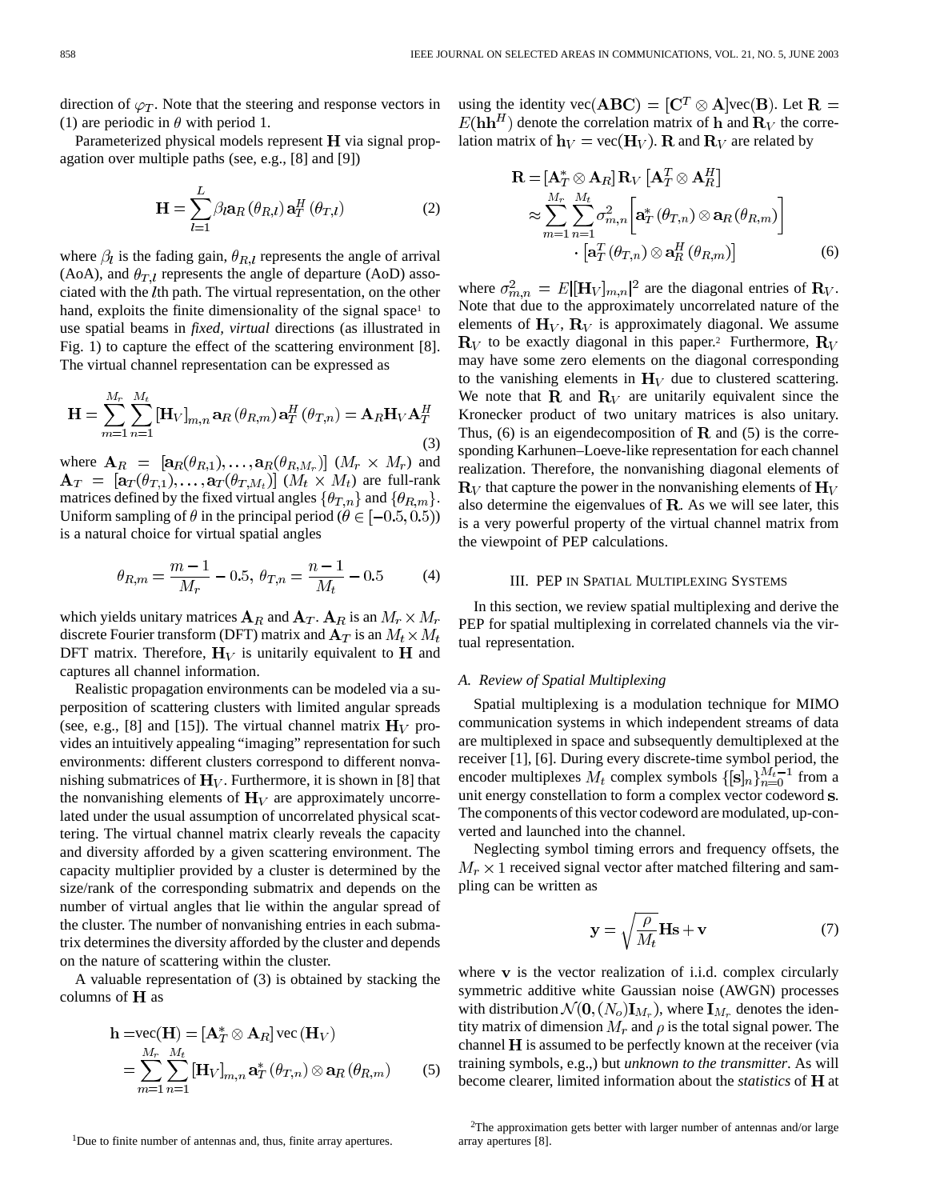direction of $\varphi_T$. Note that the steering and response vectors in (1) are periodic in $\theta$ with period 1.

Parameterized physical models represent $\mathbf{H}$ via signal propagation over multiple paths (see, e.g., [8] and [9])

$$\mathbf{H} = \sum_{l=1}^{L} \beta_l \mathbf{a}_R(\theta_{R,l}) \mathbf{a}_T^H(\theta_{T,l}) \tag{2}$$

where $\beta_l$ is the fading gain, $\theta_{R,l}$ represents the angle of arrival (AoA), and $\theta_{T,l}$ represents the angle of departure (AoD) associated with the $l$th path. The virtual representation, on the other hand, exploits the finite dimensionality of the signal space[1] to use spatial beams in *fixed, virtual* directions (as illustrated in Fig. 1) to capture the effect of the scattering environment [8]. The virtual channel representation can be expressed as

$$\mathbf{H} = \sum_{m=1}^{M_r} \sum_{n=1}^{M_t} [\mathbf{H}_V]_{m,n} \mathbf{a}_R(\theta_{R,m}) \mathbf{a}_T^H(\theta_{T,n}) = \mathbf{A}_R \mathbf{H}_V \mathbf{A}_T^H \tag{3}$$

where $\mathbf{A}_R = [\mathbf{a}_R(\theta_{R,1}), \ldots, \mathbf{a}_R(\theta_{R,M_r})]$ ($M_r \times M_r$) and $\mathbf{A}_T = [\mathbf{a}_T(\theta_{T,1}), \ldots, \mathbf{a}_T(\theta_{T,M_t})]$ ($M_t \times M_t$) are full-rank matrices defined by the fixed virtual angles $\{\theta_{T,n}\}$ and $\{\theta_{R,m}\}$. Uniform sampling of $\theta$ in the principal period ($\theta \in [-0.5, 0.5)$) is a natural choice for virtual spatial angles

$$\theta_{R,m} = \frac{m-1}{M_r} - 0.5, \; \theta_{T,n} = \frac{n-1}{M_t} - 0.5 \tag{4}$$

which yields unitary matrices $\mathbf{A}_R$ and $\mathbf{A}_T$. $\mathbf{A}_R$ is an $M_r \times M_r$ discrete Fourier transform (DFT) matrix and $\mathbf{A}_T$ is an $M_t \times M_t$ DFT matrix. Therefore, $\mathbf{H}_V$ is unitarily equivalent to $\mathbf{H}$ and captures all channel information.

Realistic propagation environments can be modeled via a superposition of scattering clusters with limited angular spreads (see, e.g., [8] and [15]). The virtual channel matrix $\mathbf{H}_V$ provides an intuitively appealing "imaging" representation for such environments: different clusters correspond to different nonvanishing submatrices of $\mathbf{H}_V$. Furthermore, it is shown in [8] that the nonvanishing elements of $\mathbf{H}_V$ are approximately uncorrelated under the usual assumption of uncorrelated physical scattering. The virtual channel matrix clearly reveals the capacity and diversity afforded by a given scattering environment. The capacity multiplier provided by a cluster is determined by the size/rank of the corresponding submatrix and depends on the number of virtual angles that lie within the angular spread of the cluster. The number of nonvanishing entries in each submatrix determines the diversity afforded by the cluster and depends on the nature of scattering within the cluster.

A valuable representation of (3) is obtained by stacking the columns of $\mathbf{H}$ as

$$\begin{aligned}\mathbf{h} &= \mathrm{vec}(\mathbf{H}) = [\mathbf{A}_T^* \otimes \mathbf{A}_R] \,\mathrm{vec}(\mathbf{H}_V) \\ &= \sum_{m=1}^{M_r} \sum_{n=1}^{M_t} [\mathbf{H}_V]_{m,n} \mathbf{a}_T^*(\theta_{T,n}) \otimes \mathbf{a}_R(\theta_{R,m})\end{aligned} \tag{5}$$

using the identity $\mathrm{vec}(\mathbf{ABC}) = [\mathbf{C}^T \otimes \mathbf{A}]\mathrm{vec}(\mathbf{B})$. Let $\mathbf{R} = E(\mathbf{h}\mathbf{h}^H)$ denote the correlation matrix of $\mathbf{h}$ and $\mathbf{R}_V$ the correlation matrix of $\mathbf{h}_V = \mathrm{vec}(\mathbf{H}_V)$. $\mathbf{R}$ and $\mathbf{R}_V$ are related by

$$\begin{aligned}\mathbf{R} &= [\mathbf{A}_T^* \otimes \mathbf{A}_R] \mathbf{R}_V \left[\mathbf{A}_T^T \otimes \mathbf{A}_R^H\right] \\ &\approx \sum_{m=1}^{M_r} \sum_{n=1}^{M_t} \sigma_{m,n}^2 \left[\mathbf{a}_T^*(\theta_{T,n}) \otimes \mathbf{a}_R(\theta_{R,m})\right] \\ &\quad \cdot \left[\mathbf{a}_T^T(\theta_{T,n}) \otimes \mathbf{a}_R^H(\theta_{R,m})\right]\end{aligned} \tag{6}$$

where $\sigma_{m,n}^2 = E|[\mathbf{H}_V]_{m,n}|^2$ are the diagonal entries of $\mathbf{R}_V$. Note that due to the approximately uncorrelated nature of the elements of $\mathbf{H}_V$, $\mathbf{R}_V$ is approximately diagonal. We assume $\mathbf{R}_V$ to be exactly diagonal in this paper.[2] Furthermore, $\mathbf{R}_V$ may have some zero elements on the diagonal corresponding to the vanishing elements in $\mathbf{H}_V$ due to clustered scattering. We note that $\mathbf{R}$ and $\mathbf{R}_V$ are unitarily equivalent since the Kronecker product of two unitary matrices is also unitary. Thus, (6) is an eigendecomposition of $\mathbf{R}$ and (5) is the corresponding Karhunen–Loeve-like representation for each channel realization. Therefore, the nonvanishing diagonal elements of $\mathbf{R}_V$ that capture the power in the nonvanishing elements of $\mathbf{H}_V$ also determine the eigenvalues of $\mathbf{R}$. As we will see later, this is a very powerful property of the virtual channel matrix from the viewpoint of PEP calculations.

## III. PEP in Spatial Multiplexing Systems

In this section, we review spatial multiplexing and derive the PEP for spatial multiplexing in correlated channels via the virtual representation.

### A. Review of Spatial Multiplexing

Spatial multiplexing is a modulation technique for MIMO communication systems in which independent streams of data are multiplexed in space and subsequently demultiplexed at the receiver [1], [6]. During every discrete-time symbol period, the encoder multiplexes $M_t$ complex symbols $\{[\mathbf{s}]_n\}_{n=0}^{M_t-1}$ from a unit energy constellation to form a complex vector codeword $\mathbf{s}$. The components of this vector codeword are modulated, up-converted and launched into the channel.

Neglecting symbol timing errors and frequency offsets, the $M_r \times 1$ received signal vector after matched filtering and sampling can be written as

$$\mathbf{y} = \sqrt{\frac{\rho}{M_t}} \mathbf{H}\mathbf{s} + \mathbf{v} \tag{7}$$

where $\mathbf{v}$ is the vector realization of i.i.d. complex circularly symmetric additive white Gaussian noise (AWGN) processes with distribution $\mathcal{N}(\mathbf{0}, (N_o)\mathbf{I}_{M_r})$, where $\mathbf{I}_{M_r}$ denotes the identity matrix of dimension $M_r$ and $\rho$ is the total signal power. The channel $\mathbf{H}$ is assumed to be perfectly known at the receiver (via training symbols, e.g.,) but *unknown to the transmitter*. As will become clearer, limited information about the *statistics* of $\mathbf{H}$ at

[1]Due to finite number of antennas and, thus, finite array apertures.

[2]The approximation gets better with larger number of antennas and/or large array apertures [8].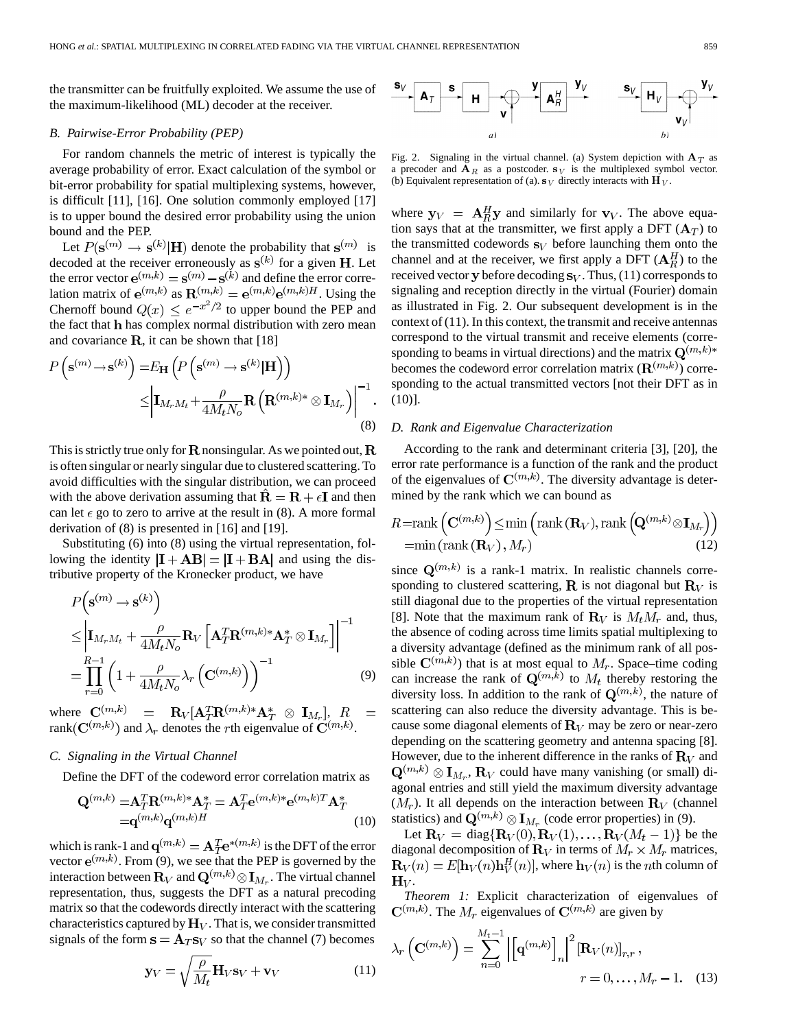the transmitter can be fruitfully exploited. We assume the use of the maximum-likelihood (ML) decoder at the receiver.

### B. Pairwise-Error Probability (PEP)

For random channels the metric of interest is typically the average probability of error. Exact calculation of the symbol or bit-error probability for spatial multiplexing systems, however, is difficult [11], [16]. One solution commonly employed [17] is to upper bound the desired error probability using the union bound and the PEP.

Let $P(\mathbf{s}^{(m)} \rightarrow \mathbf{s}^{(k)}|\mathbf{H})$ denote the probability that $\mathbf{s}^{(m)}$ is decoded at the receiver erroneously as $\mathbf{s}^{(k)}$ for a given $\mathbf{H}$. Let the error vector $\mathbf{e}^{(m,k)} = \mathbf{s}^{(m)} - \mathbf{s}^{(k)}$ and define the error correlation matrix of $\mathbf{e}^{(m,k)}$ as $\mathbf{R}^{(m,k)} = \mathbf{e}^{(m,k)}\mathbf{e}^{(m,k)H}$. Using the Chernoff bound $Q(x) \leq e^{-x^2/2}$ to upper bound the PEP and the fact that $\mathbf{h}$ has complex normal distribution with zero mean and covariance $\mathbf{R}$, it can be shown that [18]

$$
\begin{aligned}
P\left(\mathbf{s}^{(m)} \rightarrow \mathbf{s}^{(k)}\right) =& E_{\mathbf{H}}\left(P\left(\mathbf{s}^{(m)} \rightarrow \mathbf{s}^{(k)}|\mathbf{H}\right)\right) \\
&\leq \left|\mathbf{I}_{M_r M_t} + \frac{\rho}{4M_t N_o}\mathbf{R}\left(\mathbf{R}^{(m,k)*} \otimes \mathbf{I}_{M_r}\right)\right|^{-1}.
\end{aligned} \tag{8}
$$

This is strictly true only for $\mathbf{R}$ nonsingular. As we pointed out, $\mathbf{R}$ is often singular or nearly singular due to clustered scattering. To avoid difficulties with the singular distribution, we can proceed with the above derivation assuming that $\hat{\mathbf{R}} = \mathbf{R} + \epsilon\mathbf{I}$ and then can let $\epsilon$ go to zero to arrive at the result in (8). A more formal derivation of (8) is presented in [16] and [19].

Substituting (6) into (8) using the virtual representation, following the identity $|\mathbf{I} + \mathbf{AB}| = |\mathbf{I} + \mathbf{BA}|$ and using the distributive property of the Kronecker product, we have

$$
\begin{aligned}
&P\left(\mathbf{s}^{(m)} \rightarrow \mathbf{s}^{(k)}\right) \\
&\leq \left|\mathbf{I}_{M_r M_t} + \frac{\rho}{4M_t N_o}\mathbf{R}_V\left[\mathbf{A}_T^T\mathbf{R}^{(m,k)*}\mathbf{A}_T^* \otimes \mathbf{I}_{M_r}\right]\right|^{-1} \\
&= \prod_{r=0}^{R-1}\left(1 + \frac{\rho}{4M_t N_o}\lambda_r\left(\mathbf{C}^{(m,k)}\right)\right)^{-1}
\end{aligned} \tag{9}
$$

where $\mathbf{C}^{(m,k)} = \mathbf{R}_V[\mathbf{A}_T^T\mathbf{R}^{(m,k)*}\mathbf{A}_T^* \otimes \mathbf{I}_{M_r}]$, $R = \text{rank}(\mathbf{C}^{(m,k)})$ and $\lambda_r$ denotes the $r$th eigenvalue of $\mathbf{C}^{(m,k)}$.

### C. Signaling in the Virtual Channel

Define the DFT of the codeword error correlation matrix as

$$
\begin{aligned}
\mathbf{Q}^{(m,k)} =& \mathbf{A}_T^T\mathbf{R}^{(m,k)*}\mathbf{A}_T^* = \mathbf{A}_T^T\mathbf{e}^{(m,k)*}\mathbf{e}^{(m,k)T}\mathbf{A}_T^* \\
=& \mathbf{q}^{(m,k)}\mathbf{q}^{(m,k)H}
\end{aligned} \tag{10}
$$

which is rank-1 and $\mathbf{q}^{(m,k)} = \mathbf{A}_T^T\mathbf{e}^{*(m,k)}$ is the DFT of the error vector $\mathbf{e}^{(m,k)}$. From (9), we see that the PEP is governed by the interaction between $\mathbf{R}_V$ and $\mathbf{Q}^{(m,k)} \otimes \mathbf{I}_{M_r}$. The virtual channel representation, thus, suggests the DFT as a natural precoding matrix so that the codewords directly interact with the scattering characteristics captured by $\mathbf{H}_V$. That is, we consider transmitted signals of the form $\mathbf{s} = \mathbf{A}_T\mathbf{s}_V$ so that the channel (7) becomes

$$
\mathbf{y}_V = \sqrt{\frac{\rho}{M_t}}\mathbf{H}_V\mathbf{s}_V + \mathbf{v}_V \tag{11}
$$

Fig. 2. Signaling in the virtual channel. (a) System depiction with $\mathbf{A}_T$ as a precoder and $\mathbf{A}_R$ as a postcoder. $\mathbf{s}_V$ is the multiplexed symbol vector. (b) Equivalent representation of (a). $\mathbf{s}_V$ directly interacts with $\mathbf{H}_V$.

where $\mathbf{y}_V = \mathbf{A}_R^H\mathbf{y}$ and similarly for $\mathbf{v}_V$. The above equation says that at the transmitter, we first apply a DFT ($\mathbf{A}_T$) to the transmitted codewords $\mathbf{s}_V$ before launching them onto the channel and at the receiver, we first apply a DFT ($\mathbf{A}_R^H$) to the received vector $\mathbf{y}$ before decoding $\mathbf{s}_V$. Thus, (11) corresponds to signaling and reception directly in the virtual (Fourier) domain as illustrated in Fig. 2. Our subsequent development is in the context of (11). In this context, the transmit and receive antennas correspond to the virtual transmit and receive elements (corresponding to beams in virtual directions) and the matrix $\mathbf{Q}^{(m,k)*}$ becomes the codeword error correlation matrix ($\mathbf{R}^{(m,k)}$) corresponding to the actual transmitted vectors [not their DFT as in (10)].

### D. Rank and Eigenvalue Characterization

According to the rank and determinant criteria [3], [20], the error rate performance is a function of the rank and the product of the eigenvalues of $\mathbf{C}^{(m,k)}$. The diversity advantage is determined by the rank which we can bound as

$$
\begin{aligned}
R =& \text{rank}\left(\mathbf{C}^{(m,k)}\right) \leq \min\left(\text{rank}\left(\mathbf{R}_V\right), \text{rank}\left(\mathbf{Q}^{(m,k)} \otimes \mathbf{I}_{M_r}\right)\right) \\
=& \min\left(\text{rank}\left(\mathbf{R}_V\right), M_r\right)
\end{aligned} \tag{12}
$$

since $\mathbf{Q}^{(m,k)}$ is a rank-1 matrix. In realistic channels corresponding to clustered scattering, $\mathbf{R}$ is not diagonal but $\mathbf{R}_V$ is still diagonal due to the properties of the virtual representation [8]. Note that the maximum rank of $\mathbf{R}_V$ is $M_t M_r$ and, thus, the absence of coding across time limits spatial multiplexing to a diversity advantage (defined as the minimum rank of all possible $\mathbf{C}^{(m,k)}$) that is at most equal to $M_r$. Space–time coding can increase the rank of $\mathbf{Q}^{(m,k)}$ to $M_t$ thereby restoring the diversity loss. In addition to the rank of $\mathbf{Q}^{(m,k)}$, the nature of scattering can also reduce the diversity advantage. This is because some diagonal elements of $\mathbf{R}_V$ may be zero or near-zero depending on the scattering geometry and antenna spacing [8]. However, due to the inherent difference in the ranks of $\mathbf{R}_V$ and $\mathbf{Q}^{(m,k)} \otimes \mathbf{I}_{M_r}$, $\mathbf{R}_V$ could have many vanishing (or small) diagonal entries and still yield the maximum diversity advantage ($M_r$). It all depends on the interaction between $\mathbf{R}_V$ (channel statistics) and $\mathbf{Q}^{(m,k)} \otimes \mathbf{I}_{M_r}$ (code error properties) in (9).

Let $\mathbf{R}_V = \text{diag}\{\mathbf{R}_V(0), \mathbf{R}_V(1), \ldots, \mathbf{R}_V(M_t - 1)\}$ be the diagonal decomposition of $\mathbf{R}_V$ in terms of $M_r \times M_r$ matrices, $\mathbf{R}_V(n) = E[\mathbf{h}_V(n)\mathbf{h}_V^H(n)]$, where $\mathbf{h}_V(n)$ is the $n$th column of $\mathbf{H}_V$.

*Theorem 1:* Explicit characterization of eigenvalues of $\mathbf{C}^{(m,k)}$. The $M_r$ eigenvalues of $\mathbf{C}^{(m,k)}$ are given by

$$
\lambda_r\left(\mathbf{C}^{(m,k)}\right) = \sum_{n=0}^{M_t-1}\left|\left[\mathbf{q}^{(m,k)}\right]_n\right|^2[\mathbf{R}_V(n)]_{r,r}, \quad r = 0, \ldots, M_r - 1. \tag{13}
$$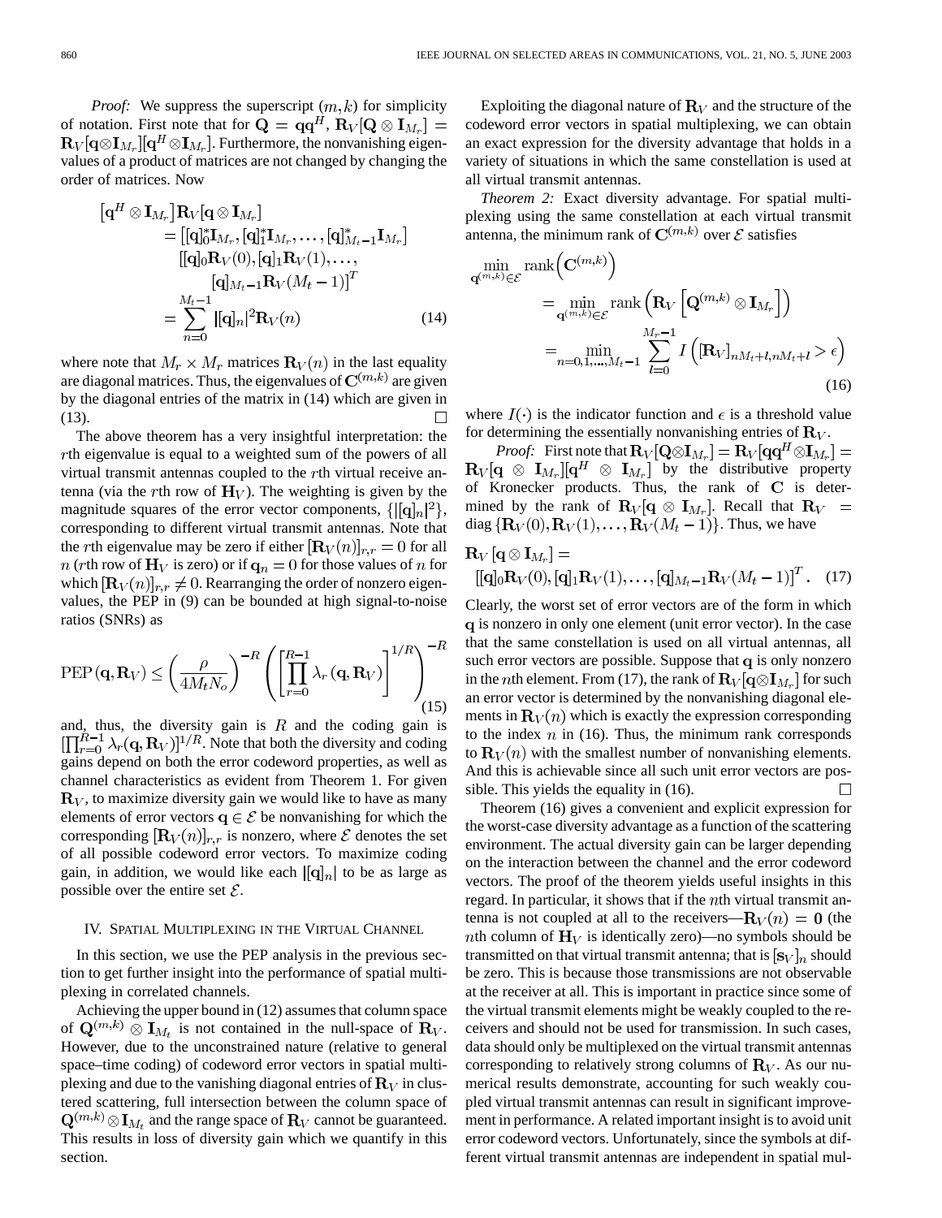*Proof:* We suppress the superscript $(m,k)$ for simplicity of notation. First note that for $\mathbf{Q} = \mathbf{q}\mathbf{q}^H$, $\mathbf{R}_V[\mathbf{Q} \otimes \mathbf{I}_{M_r}] = \mathbf{R}_V[\mathbf{q}\otimes\mathbf{I}_{M_r}][\mathbf{q}^H \otimes\mathbf{I}_{M_r}]$. Furthermore, the nonvanishing eigenvalues of a product of matrices are not changed by changing the order of matrices. Now

$$
\begin{aligned}
\left[\mathbf{q}^H \otimes \mathbf{I}_{M_r}\right]\mathbf{R}_V[\mathbf{q} \otimes \mathbf{I}_{M_r}] &= \left[[\mathbf{q}]_0^*\mathbf{I}_{M_r}, [\mathbf{q}]_1^*\mathbf{I}_{M_r}, \ldots, [\mathbf{q}]_{M_t-1}^*\mathbf{I}_{M_r}\right] \\
&\quad \left[[\mathbf{q}]_0\mathbf{R}_V(0), [\mathbf{q}]_1\mathbf{R}_V(1), \ldots, [\mathbf{q}]_{M_t-1}\mathbf{R}_V(M_t-1)\right]^T \\
&= \sum_{n=0}^{M_t-1} |[\mathbf{q}]_n|^2 \mathbf{R}_V(n) \qquad (14)
\end{aligned}
$$

where note that $M_r \times M_r$ matrices $\mathbf{R}_V(n)$ in the last equality are diagonal matrices. Thus, the eigenvalues of $\mathbf{C}^{(m,k)}$ are given by the diagonal entries of the matrix in (14) which are given in (13). $\square$

The above theorem has a very insightful interpretation: the $r$th eigenvalue is equal to a weighted sum of the powers of all virtual transmit antennas coupled to the $r$th virtual receive antenna (via the $r$th row of $\mathbf{H}_V$). The weighting is given by the magnitude squares of the error vector components, $\{|[\mathbf{q}]_n|^2\}$, corresponding to different virtual transmit antennas. Note that the $r$th eigenvalue may be zero if either $[\mathbf{R}_V(n)]_{r,r} = 0$ for all $n$ ($r$th row of $\mathbf{H}_V$ is zero) or if $\mathbf{q}_n = 0$ for those values of $n$ for which $[\mathbf{R}_V(n)]_{r,r} \neq 0$. Rearranging the order of nonzero eigenvalues, the PEP in (9) can be bounded at high signal-to-noise ratios (SNRs) as

$$
\mathrm{PEP}(\mathbf{q}, \mathbf{R}_V) \leq \left(\frac{\rho}{4M_tN_o}\right)^{-R}\left(\left[\prod_{r=0}^{R-1}\lambda_r(\mathbf{q}, \mathbf{R}_V)\right]^{1/R}\right)^{-R} \qquad (15)
$$

and, thus, the diversity gain is $R$ and the coding gain is $[\prod_{r=0}^{R-1}\lambda_r(\mathbf{q}, \mathbf{R}_V)]^{1/R}$. Note that both the diversity and coding gains depend on both the error codeword properties, as well as channel characteristics as evident from Theorem 1. For given $\mathbf{R}_V$, to maximize diversity gain we would like to have as many elements of error vectors $\mathbf{q} \in \mathcal{E}$ be nonvanishing for which the corresponding $[\mathbf{R}_V(n)]_{r,r}$ is nonzero, where $\mathcal{E}$ denotes the set of all possible codeword error vectors. To maximize coding gain, in addition, we would like each $|[\mathbf{q}]_n|$ to be as large as possible over the entire set $\mathcal{E}$.

## IV. Spatial Multiplexing in the Virtual Channel

In this section, we use the PEP analysis in the previous section to get further insight into the performance of spatial multiplexing in correlated channels.

Achieving the upper bound in (12) assumes that column space of $\mathbf{Q}^{(m,k)} \otimes \mathbf{I}_{M_t}$ is not contained in the null-space of $\mathbf{R}_V$. However, due to the unconstrained nature (relative to general space–time coding) of codeword error vectors in spatial multiplexing and due to the vanishing diagonal entries of $\mathbf{R}_V$ in clustered scattering, full intersection between the column space of $\mathbf{Q}^{(m,k)} \otimes \mathbf{I}_{M_t}$ and the range space of $\mathbf{R}_V$ cannot be guaranteed. This results in loss of diversity gain which we quantify in this section.

Exploiting the diagonal nature of $\mathbf{R}_V$ and the structure of the codeword error vectors in spatial multiplexing, we can obtain an exact expression for the diversity advantage that holds in a variety of situations in which the same constellation is used at all virtual transmit antennas.

*Theorem 2:* Exact diversity advantage. For spatial multiplexing using the same constellation at each virtual transmit antenna, the minimum rank of $\mathbf{C}^{(m,k)}$ over $\mathcal{E}$ satisfies

$$
\begin{aligned}
\min_{\mathbf{q}^{(m,k)}\in\mathcal{E}} \mathrm{rank}\left(\mathbf{C}^{(m,k)}\right) &= \min_{\mathbf{q}^{(m,k)}\in\mathcal{E}} \mathrm{rank}\left(\mathbf{R}_V\left[\mathbf{Q}^{(m,k)} \otimes \mathbf{I}_{M_r}\right]\right) \\
&= \min_{n=0,1,\ldots,M_t-1} \sum_{l=0}^{M_r-1} I\left([\mathbf{R}_V]_{nM_t+l,nM_t+l} > \epsilon\right) \qquad (16)
\end{aligned}
$$

where $I(\cdot)$ is the indicator function and $\epsilon$ is a threshold value for determining the essentially nonvanishing entries of $\mathbf{R}_V$.

*Proof:* First note that $\mathbf{R}_V[\mathbf{Q}\otimes\mathbf{I}_{M_r}] = \mathbf{R}_V[\mathbf{q}\mathbf{q}^H\otimes\mathbf{I}_{M_r}] = \mathbf{R}_V[\mathbf{q} \otimes \mathbf{I}_{M_r}][\mathbf{q}^H \otimes \mathbf{I}_{M_r}]$ by the distributive property of Kronecker products. Thus, the rank of $\mathbf{C}$ is determined by the rank of $\mathbf{R}_V[\mathbf{q} \otimes \mathbf{I}_{M_r}]$. Recall that $\mathbf{R}_V = \mathrm{diag}\{\mathbf{R}_V(0), \mathbf{R}_V(1), \ldots, \mathbf{R}_V(M_t-1)\}$. Thus, we have

$$
\mathbf{R}_V[\mathbf{q} \otimes \mathbf{I}_{M_r}] = \left[[\mathbf{q}]_0\mathbf{R}_V(0), [\mathbf{q}]_1\mathbf{R}_V(1), \ldots, [\mathbf{q}]_{M_t-1}\mathbf{R}_V(M_t-1)\right]^T. \qquad (17)
$$

Clearly, the worst set of error vectors are of the form in which $\mathbf{q}$ is nonzero in only one element (unit error vector). In the case that the same constellation is used on all virtual antennas, all such error vectors are possible. Suppose that $\mathbf{q}$ is only nonzero in the $n$th element. From (17), the rank of $\mathbf{R}_V[\mathbf{q}\otimes\mathbf{I}_{M_r}]$ for such an error vector is determined by the nonvanishing diagonal elements in $\mathbf{R}_V(n)$ which is exactly the expression corresponding to the index $n$ in (16). Thus, the minimum rank corresponds to $\mathbf{R}_V(n)$ with the smallest number of nonvanishing elements. And this is achievable since all such unit error vectors are possible. This yields the equality in (16). $\square$

Theorem (16) gives a convenient and explicit expression for the worst-case diversity advantage as a function of the scattering environment. The actual diversity gain can be larger depending on the interaction between the channel and the error codeword vectors. The proof of the theorem yields useful insights in this regard. In particular, it shows that if the $n$th virtual transmit antenna is not coupled at all to the receivers—$\mathbf{R}_V(n) = \mathbf{0}$ (the $n$th column of $\mathbf{H}_V$ is identically zero)—no symbols should be transmitted on that virtual transmit antenna; that is $[\mathbf{s}_V]_n$ should be zero. This is because those transmissions are not observable at the receiver at all. This is important in practice since some of the virtual transmit elements might be weakly coupled to the receivers and should not be used for transmission. In such cases, data should only be multiplexed on the virtual transmit antennas corresponding to relatively strong columns of $\mathbf{R}_V$. As our numerical results demonstrate, accounting for such weakly coupled virtual transmit antennas can result in significant improvement in performance. A related important insight is to avoid unit error codeword vectors. Unfortunately, since the symbols at different virtual transmit antennas are independent in spatial mul-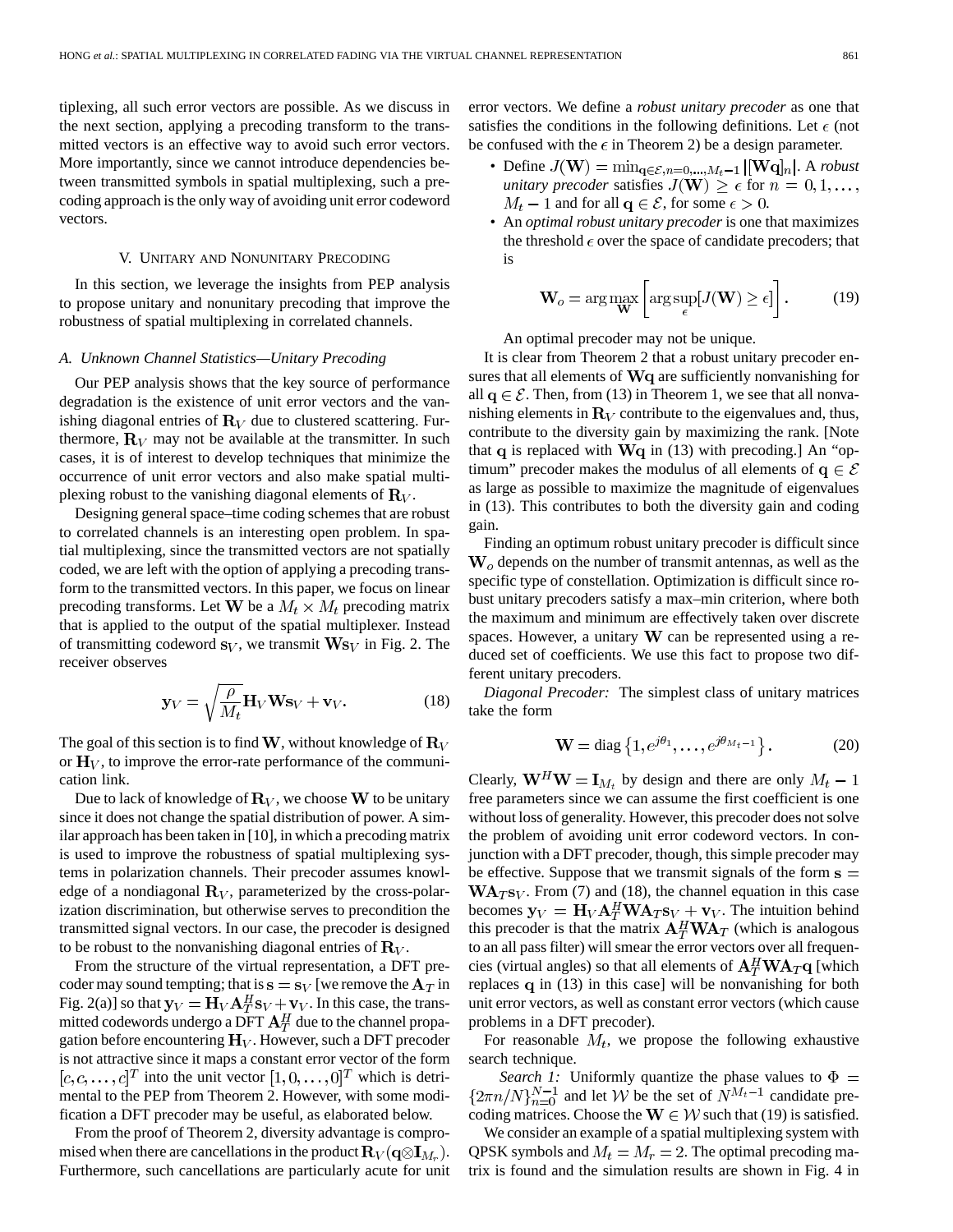tiplexing, all such error vectors are possible. As we discuss in the next section, applying a precoding transform to the transmitted vectors is an effective way to avoid such error vectors. More importantly, since we cannot introduce dependencies between transmitted symbols in spatial multiplexing, such a precoding approach is the only way of avoiding unit error codeword vectors.

## V. Unitary and Nonunitary Precoding

In this section, we leverage the insights from PEP analysis to propose unitary and nonunitary precoding that improve the robustness of spatial multiplexing in correlated channels.

### A. Unknown Channel Statistics—Unitary Precoding

Our PEP analysis shows that the key source of performance degradation is the existence of unit error vectors and the vanishing diagonal entries of $\mathbf{R}_V$ due to clustered scattering. Furthermore, $\mathbf{R}_V$ may not be available at the transmitter. In such cases, it is of interest to develop techniques that minimize the occurrence of unit error vectors and also make spatial multiplexing robust to the vanishing diagonal elements of $\mathbf{R}_V$.

Designing general space–time coding schemes that are robust to correlated channels is an interesting open problem. In spatial multiplexing, since the transmitted vectors are not spatially coded, we are left with the option of applying a precoding transform to the transmitted vectors. In this paper, we focus on linear precoding transforms. Let $\mathbf{W}$ be a $M_t \times M_t$ precoding matrix that is applied to the output of the spatial multiplexer. Instead of transmitting codeword $\mathbf{s}_V$, we transmit $\mathbf{W}\mathbf{s}_V$ in Fig. 2. The receiver observes

$$\mathbf{y}_V = \sqrt{\frac{\rho}{M_t}}\mathbf{H}_V\mathbf{W}\mathbf{s}_V + \mathbf{v}_V. \tag{18}$$

The goal of this section is to find $\mathbf{W}$, without knowledge of $\mathbf{R}_V$ or $\mathbf{H}_V$, to improve the error-rate performance of the communication link.

Due to lack of knowledge of $\mathbf{R}_V$, we choose $\mathbf{W}$ to be unitary since it does not change the spatial distribution of power. A similar approach has been taken in [10], in which a precoding matrix is used to improve the robustness of spatial multiplexing systems in polarization channels. Their precoder assumes knowledge of a nondiagonal $\mathbf{R}_V$, parameterized by the cross-polarization discrimination, but otherwise serves to precondition the transmitted signal vectors. In our case, the precoder is designed to be robust to the nonvanishing diagonal entries of $\mathbf{R}_V$.

From the structure of the virtual representation, a DFT precoder may sound tempting; that is $\mathbf{s} = \mathbf{s}_V$ [we remove the $\mathbf{A}_T$ in Fig. 2(a)] so that $\mathbf{y}_V = \mathbf{H}_V\mathbf{A}_T^H\mathbf{s}_V + \mathbf{v}_V$. In this case, the transmitted codewords undergo a DFT $\mathbf{A}_T^H$ due to the channel propagation before encountering $\mathbf{H}_V$. However, such a DFT precoder is not attractive since it maps a constant error vector of the form $[c, c, \ldots, c]^T$ into the unit vector $[1, 0, \ldots, 0]^T$ which is detrimental to the PEP from Theorem 2. However, with some modification a DFT precoder may be useful, as elaborated below.

From the proof of Theorem 2, diversity advantage is compromised when there are cancellations in the product $\mathbf{R}_V(\mathbf{q}\otimes\mathbf{I}_{M_r})$. Furthermore, such cancellations are particularly acute for unit error vectors. We define a *robust unitary precoder* as one that satisfies the conditions in the following definitions. Let $\epsilon$ (not be confused with the $\epsilon$ in Theorem 2) be a design parameter.

- Define $J(\mathbf{W}) = \min_{\mathbf{q}\in\mathcal{E}, n=0,\ldots,M_t-1} |[\mathbf{W}\mathbf{q}]_n|$. A *robust unitary precoder* satisfies $J(\mathbf{W}) \geq \epsilon$ for $n = 0, 1, \ldots, M_t - 1$ and for all $\mathbf{q} \in \mathcal{E}$, for some $\epsilon > 0$.
- An *optimal robust unitary precoder* is one that maximizes the threshold $\epsilon$ over the space of candidate precoders; that is

$$\mathbf{W}_o = \arg\max_{\mathbf{W}}\left[\arg\sup_{\epsilon}[J(\mathbf{W}) \geq \epsilon]\right]. \tag{19}$$

An optimal precoder may not be unique.

It is clear from Theorem 2 that a robust unitary precoder ensures that all elements of $\mathbf{W}\mathbf{q}$ are sufficiently nonvanishing for all $\mathbf{q} \in \mathcal{E}$. Then, from (13) in Theorem 1, we see that all nonvanishing elements in $\mathbf{R}_V$ contribute to the eigenvalues and, thus, contribute to the diversity gain by maximizing the rank. [Note that $\mathbf{q}$ is replaced with $\mathbf{W}\mathbf{q}$ in (13) with precoding.] An "optimum" precoder makes the modulus of all elements of $\mathbf{q} \in \mathcal{E}$ as large as possible to maximize the magnitude of eigenvalues in (13). This contributes to both the diversity gain and coding gain.

Finding an optimum robust unitary precoder is difficult since $\mathbf{W}_o$ depends on the number of transmit antennas, as well as the specific type of constellation. Optimization is difficult since robust unitary precoders satisfy a max–min criterion, where both the maximum and minimum are effectively taken over discrete spaces. However, a unitary $\mathbf{W}$ can be represented using a reduced set of coefficients. We use this fact to propose two different unitary precoders.

*Diagonal Precoder:* The simplest class of unitary matrices take the form

$$\mathbf{W} = \text{diag}\left\{1, e^{j\theta_1}, \ldots, e^{j\theta_{M_t-1}}\right\}. \tag{20}$$

Clearly, $\mathbf{W}^H\mathbf{W} = \mathbf{I}_{M_t}$ by design and there are only $M_t - 1$ free parameters since we can assume the first coefficient is one without loss of generality. However, this precoder does not solve the problem of avoiding unit error codeword vectors. In conjunction with a DFT precoder, though, this simple precoder may be effective. Suppose that we transmit signals of the form $\mathbf{s} = \mathbf{W}\mathbf{A}_T\mathbf{s}_V$. From (7) and (18), the channel equation in this case becomes $\mathbf{y}_V = \mathbf{H}_V\mathbf{A}_T^H\mathbf{W}\mathbf{A}_T\mathbf{s}_V + \mathbf{v}_V$. The intuition behind this precoder is that the matrix $\mathbf{A}_T^H\mathbf{W}\mathbf{A}_T$ (which is analogous to an all pass filter) will smear the error vectors over all frequencies (virtual angles) so that all elements of $\mathbf{A}_T^H\mathbf{W}\mathbf{A}_T\mathbf{q}$ [which replaces $\mathbf{q}$ in (13) in this case] will be nonvanishing for both unit error vectors, as well as constant error vectors (which cause problems in a DFT precoder).

For reasonable $M_t$, we propose the following exhaustive search technique.

*Search 1:* Uniformly quantize the phase values to $\Phi = \{2\pi n/N\}_{n=0}^{N-1}$ and let $\mathcal{W}$ be the set of $N^{M_t-1}$ candidate precoding matrices. Choose the $\mathbf{W} \in \mathcal{W}$ such that (19) is satisfied.

We consider an example of a spatial multiplexing system with QPSK symbols and $M_t = M_r = 2$. The optimal precoding matrix is found and the simulation results are shown in Fig. 4 in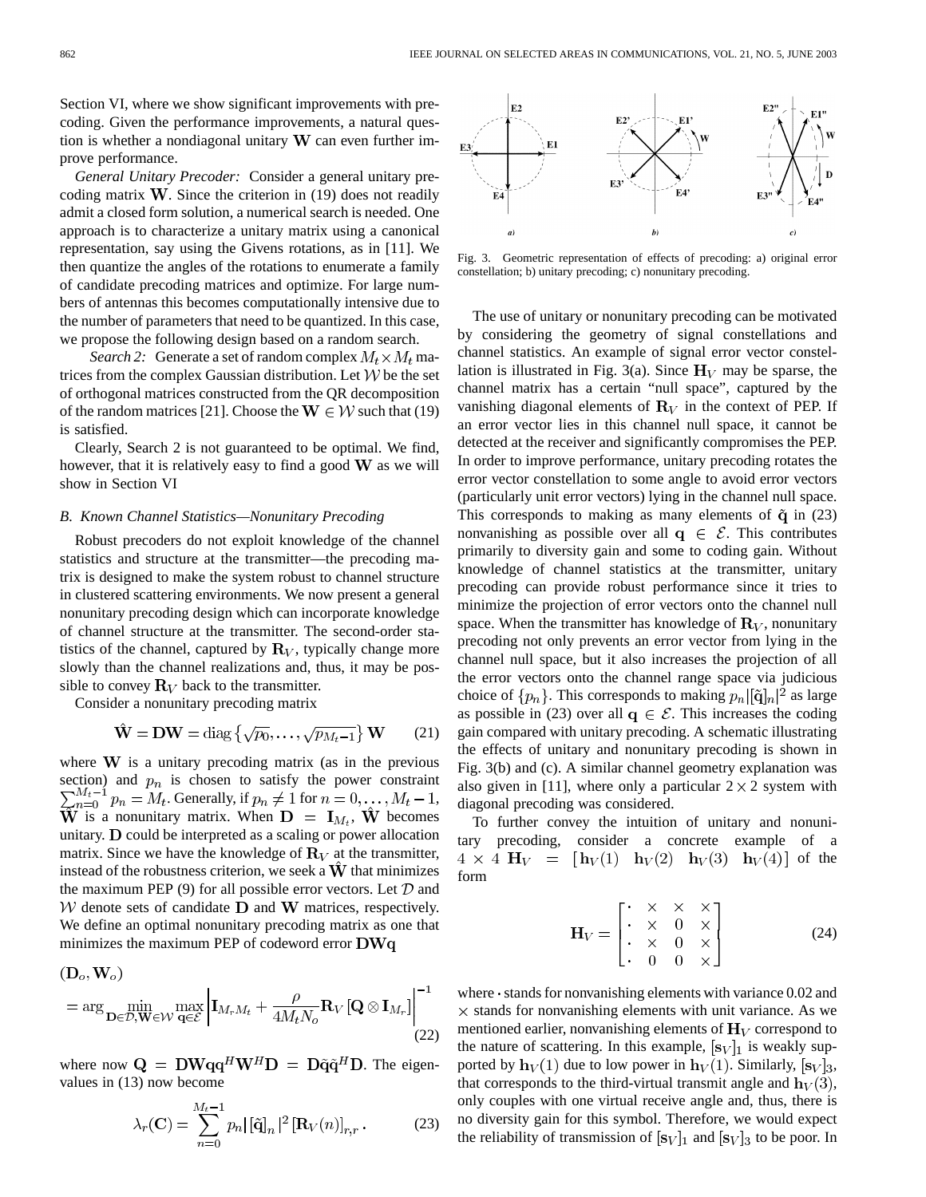Section VI, where we show significant improvements with precoding. Given the performance improvements, a natural question is whether a nondiagonal unitary $\mathbf{W}$ can even further improve performance.

*General Unitary Precoder:* Consider a general unitary precoding matrix $\mathbf{W}$. Since the criterion in (19) does not readily admit a closed form solution, a numerical search is needed. One approach is to characterize a unitary matrix using a canonical representation, say using the Givens rotations, as in [11]. We then quantize the angles of the rotations to enumerate a family of candidate precoding matrices and optimize. For large numbers of antennas this becomes computationally intensive due to the number of parameters that need to be quantized. In this case, we propose the following design based on a random search.

*Search 2:* Generate a set of random complex $M_t \times M_t$ matrices from the complex Gaussian distribution. Let $\mathcal{W}$ be the set of orthogonal matrices constructed from the QR decomposition of the random matrices [21]. Choose the $\mathbf{W} \in \mathcal{W}$ such that (19) is satisfied.

Clearly, Search 2 is not guaranteed to be optimal. We find, however, that it is relatively easy to find a good $\mathbf{W}$ as we will show in Section VI

### B. Known Channel Statistics—Nonunitary Precoding

Robust precoders do not exploit knowledge of the channel statistics and structure at the transmitter—the precoding matrix is designed to make the system robust to channel structure in clustered scattering environments. We now present a general nonunitary precoding design which can incorporate knowledge of channel structure at the transmitter. The second-order statistics of the channel, captured by $\mathbf{R}_V$, typically change more slowly than the channel realizations and, thus, it may be possible to convey $\mathbf{R}_V$ back to the transmitter.

Consider a nonunitary precoding matrix

$$\hat{\mathbf{W}} = \mathbf{D}\mathbf{W} = \text{diag}\left\{\sqrt{p_0}, \ldots, \sqrt{p_{M_t-1}}\right\}\mathbf{W} \tag{21}$$

where $\mathbf{W}$ is a unitary precoding matrix (as in the previous section) and $p_n$ is chosen to satisfy the power constraint $\sum_{n=0}^{M_t-1} p_n = M_t$. Generally, if $p_n \neq 1$ for $n = 0, \ldots, M_t - 1$, $\hat{\mathbf{W}}$ is a nonunitary matrix. When $\mathbf{D} = \mathbf{I}_{M_t}$, $\hat{\mathbf{W}}$ becomes unitary. $\mathbf{D}$ could be interpreted as a scaling or power allocation matrix. Since we have the knowledge of $\mathbf{R}_V$ at the transmitter, instead of the robustness criterion, we seek a $\hat{\mathbf{W}}$ that minimizes the maximum PEP (9) for all possible error vectors. Let $\mathcal{D}$ and $\mathcal{W}$ denote sets of candidate $\mathbf{D}$ and $\mathbf{W}$ matrices, respectively. We define an optimal nonunitary precoding matrix as one that minimizes the maximum PEP of codeword error $\mathbf{D}\mathbf{W}\mathbf{q}$

$$(\mathbf{D}_o, \mathbf{W}_o) = \arg \min_{\mathbf{D} \in \mathcal{D}, \mathbf{W} \in \mathcal{W}} \max_{\mathbf{q} \in \mathcal{E}} \left| \mathbf{I}_{M_r M_t} + \frac{\rho}{4 M_t N_o} \mathbf{R}_V \left[\mathbf{Q} \otimes \mathbf{I}_{M_r}\right] \right|^{-1} \tag{22}$$

where now $\mathbf{Q} = \mathbf{D}\mathbf{W}\mathbf{q}\mathbf{q}^H\mathbf{W}^H\mathbf{D} = \mathbf{D}\tilde{\mathbf{q}}\tilde{\mathbf{q}}^H\mathbf{D}$. The eigenvalues in (13) now become

$$\lambda_r(\mathbf{C}) = \sum_{n=0}^{M_t-1} p_n \left|[\tilde{\mathbf{q}}]_n\right|^2 [\mathbf{R}_V(n)]_{r,r}. \tag{23}$$

Fig. 3. Geometric representation of effects of precoding: a) original error constellation; b) unitary precoding; c) nonunitary precoding.

The use of unitary or nonunitary precoding can be motivated by considering the geometry of signal constellations and channel statistics. An example of signal error vector constellation is illustrated in Fig. 3(a). Since $\mathbf{H}_V$ may be sparse, the channel matrix has a certain "null space", captured by the vanishing diagonal elements of $\mathbf{R}_V$ in the context of PEP. If an error vector lies in this channel null space, it cannot be detected at the receiver and significantly compromises the PEP. In order to improve performance, unitary precoding rotates the error vector constellation to some angle to avoid error vectors (particularly unit error vectors) lying in the channel null space. This corresponds to making as many elements of $\tilde{\mathbf{q}}$ in (23) nonvanishing as possible over all $\mathbf{q} \in \mathcal{E}$. This contributes primarily to diversity gain and some to coding gain. Without knowledge of channel statistics at the transmitter, unitary precoding can provide robust performance since it tries to minimize the projection of error vectors onto the channel null space. When the transmitter has knowledge of $\mathbf{R}_V$, nonunitary precoding not only prevents an error vector from lying in the channel null space, but it also increases the projection of all the error vectors onto the channel range space via judicious choice of $\{p_n\}$. This corresponds to making $p_n |[\tilde{\mathbf{q}}]_n|^2$ as large as possible in (23) over all $\mathbf{q} \in \mathcal{E}$. This increases the coding gain compared with unitary precoding. A schematic illustrating the effects of unitary and nonunitary precoding is shown in Fig. 3(b) and (c). A similar channel geometry explanation was also given in [11], where only a particular $2 \times 2$ system with diagonal precoding was considered.

To further convey the intuition of unitary and nonunitary precoding, consider a concrete example of a $4 \times 4$ $\mathbf{H}_V = [\mathbf{h}_V(1) \ \ \mathbf{h}_V(2) \ \ \mathbf{h}_V(3) \ \ \mathbf{h}_V(4)]$ of the form

$$\mathbf{H}_V = \begin{bmatrix} \cdot & \times & \times & \times \\ \cdot & \times & 0 & \times \\ \cdot & \times & 0 & \times \\ \cdot & 0 & 0 & \times \end{bmatrix} \tag{24}$$

where $\cdot$ stands for nonvanishing elements with variance 0.02 and $\times$ stands for nonvanishing elements with unit variance. As we mentioned earlier, nonvanishing elements of $\mathbf{H}_V$ correspond to the nature of scattering. In this example, $[\mathbf{s}_V]_1$ is weakly supported by $\mathbf{h}_V(1)$ due to low power in $\mathbf{h}_V(1)$. Similarly, $[\mathbf{s}_V]_3$, that corresponds to the third-virtual transmit angle and $\mathbf{h}_V(3)$, only couples with one virtual receive angle and, thus, there is no diversity gain for this symbol. Therefore, we would expect the reliability of transmission of $[\mathbf{s}_V]_1$ and $[\mathbf{s}_V]_3$ to be poor. In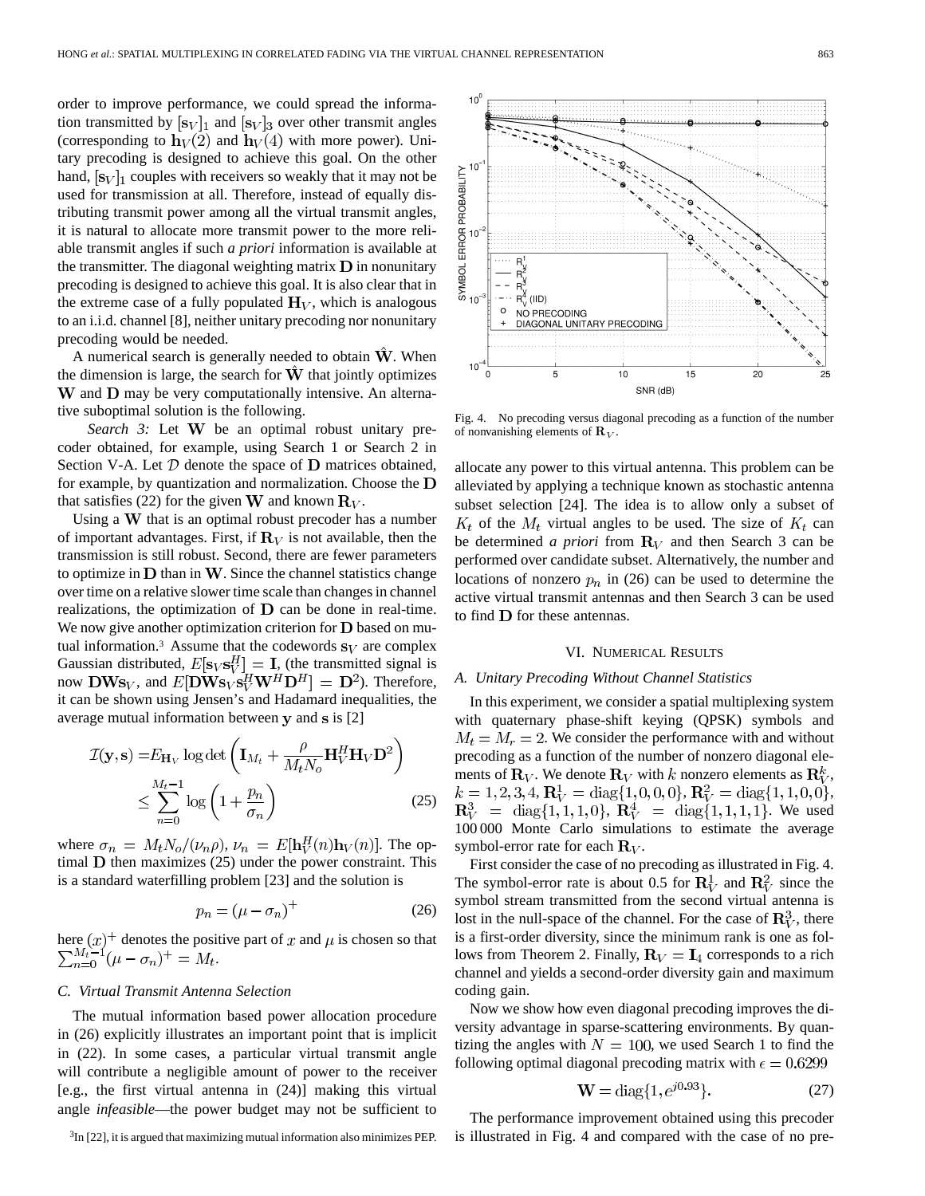order to improve performance, we could spread the information transmitted by $[\mathbf{s}_V]_1$ and $[\mathbf{s}_V]_3$ over other transmit angles (corresponding to $\mathbf{h}_V(2)$ and $\mathbf{h}_V(4)$ with more power). Unitary precoding is designed to achieve this goal. On the other hand, $[\mathbf{s}_V]_1$ couples with receivers so weakly that it may not be used for transmission at all. Therefore, instead of equally distributing transmit power among all the virtual transmit angles, it is natural to allocate more transmit power to the more reliable transmit angles if such *a priori* information is available at the transmitter. The diagonal weighting matrix $\mathbf{D}$ in nonunitary precoding is designed to achieve this goal. It is also clear that in the extreme case of a fully populated $\mathbf{H}_V$, which is analogous to an i.i.d. channel [8], neither unitary precoding nor nonunitary precoding would be needed.

A numerical search is generally needed to obtain $\hat{\mathbf{W}}$. When the dimension is large, the search for $\hat{\mathbf{W}}$ that jointly optimizes $\mathbf{W}$ and $\mathbf{D}$ may be very computationally intensive. An alternative suboptimal solution is the following.

*Search 3:* Let $\mathbf{W}$ be an optimal robust unitary precoder obtained, for example, using Search 1 or Search 2 in Section V-A. Let $\mathcal{D}$ denote the space of $\mathbf{D}$ matrices obtained, for example, by quantization and normalization. Choose the $\mathbf{D}$ that satisfies (22) for the given $\mathbf{W}$ and known $\mathbf{R}_V$.

Using a $\mathbf{W}$ that is an optimal robust precoder has a number of important advantages. First, if $\mathbf{R}_V$ is not available, then the transmission is still robust. Second, there are fewer parameters to optimize in $\mathbf{D}$ than in $\mathbf{W}$. Since the channel statistics change over time on a relative slower time scale than changes in channel realizations, the optimization of $\mathbf{D}$ can be done in real-time. We now give another optimization criterion for $\mathbf{D}$ based on mutual information.[3] Assume that the codewords $\mathbf{s}_V$ are complex Gaussian distributed, $E[\mathbf{s}_V\mathbf{s}_V^H] = \mathbf{I}$, (the transmitted signal is now $\mathbf{D}\mathbf{W}\mathbf{s}_V$, and $E[\mathbf{D}\mathbf{W}\mathbf{s}_V\mathbf{s}_V^H\mathbf{W}^H\mathbf{D}^H] = \mathbf{D}^2$). Therefore, it can be shown using Jensen's and Hadamard inequalities, the average mutual information between $\mathbf{y}$ and $\mathbf{s}$ is [2]

$$\mathcal{I}(\mathbf{y}, \mathbf{s}) = E_{\mathbf{H}_V} \log\det\left(\mathbf{I}_{M_t} + \frac{\rho}{M_t N_o}\mathbf{H}_V^H\mathbf{H}_V\mathbf{D}^2\right) \leq \sum_{n=0}^{M_t-1}\log\left(1 + \frac{p_n}{\sigma_n}\right) \tag{25}$$

where $\sigma_n = M_t N_o/(\nu_n \rho)$, $\nu_n = E[\mathbf{h}_V^H(n)\mathbf{h}_V(n)]$. The optimal $\mathbf{D}$ then maximizes (25) under the power constraint. This is a standard waterfilling problem [23] and the solution is

$$p_n = (\mu - \sigma_n)^+ \tag{26}$$

here $(x)^+$ denotes the positive part of $x$ and $\mu$ is chosen so that $\sum_{n=0}^{M_t-1}(\mu - \sigma_n)^+ = M_t$.

### C. Virtual Transmit Antenna Selection

The mutual information based power allocation procedure in (26) explicitly illustrates an important point that is implicit in (22). In some cases, a particular virtual transmit angle will contribute a negligible amount of power to the receiver [e.g., the first virtual antenna in (24)] making this virtual angle *infeasible*—the power budget may not be sufficient to allocate any power to this virtual antenna. This problem can be alleviated by applying a technique known as stochastic antenna subset selection [24]. The idea is to allow only a subset of $K_t$ of the $M_t$ virtual angles to be used. The size of $K_t$ can be determined *a priori* from $\mathbf{R}_V$ and then Search 3 can be performed over candidate subset. Alternatively, the number and locations of nonzero $p_n$ in (26) can be used to determine the active virtual transmit antennas and then Search 3 can be used to find $\mathbf{D}$ for these antennas.

[3] In [22], it is argued that maximizing mutual information also minimizes PEP.

Fig. 4. No precoding versus diagonal precoding as a function of the number of nonvanishing elements of $\mathbf{R}_V$.

## VI. Numerical Results

### A. Unitary Precoding Without Channel Statistics

In this experiment, we consider a spatial multiplexing system with quaternary phase-shift keying (QPSK) symbols and $M_t = M_r = 2$. We consider the performance with and without precoding as a function of the number of nonzero diagonal elements of $\mathbf{R}_V$. We denote $\mathbf{R}_V$ with $k$ nonzero elements as $\mathbf{R}_V^k$, $k = 1, 2, 3, 4$, $\mathbf{R}_V^1 = \mathrm{diag}\{1, 0, 0, 0\}$, $\mathbf{R}_V^2 = \mathrm{diag}\{1, 1, 0, 0\}$, $\mathbf{R}_V^3 = \mathrm{diag}\{1, 1, 1, 0\}$, $\mathbf{R}_V^4 = \mathrm{diag}\{1, 1, 1, 1\}$. We used 100 000 Monte Carlo simulations to estimate the average symbol-error rate for each $\mathbf{R}_V$.

First consider the case of no precoding as illustrated in Fig. 4. The symbol-error rate is about 0.5 for $\mathbf{R}_V^1$ and $\mathbf{R}_V^2$ since the symbol stream transmitted from the second virtual antenna is lost in the null-space of the channel. For the case of $\mathbf{R}_V^3$, there is a first-order diversity, since the minimum rank is one as follows from Theorem 2. Finally, $\mathbf{R}_V = \mathbf{I}_4$ corresponds to a rich channel and yields a second-order diversity gain and maximum coding gain.

Now we show how even diagonal precoding improves the diversity advantage in sparse-scattering environments. By quantizing the angles with $N = 100$, we used Search 1 to find the following optimal diagonal precoding matrix with $\epsilon = 0.6299$

$$\mathbf{W} = \mathrm{diag}\{1, e^{j0.93}\}. \tag{27}$$

The performance improvement obtained using this precoder is illustrated in Fig. 4 and compared with the case of no pre-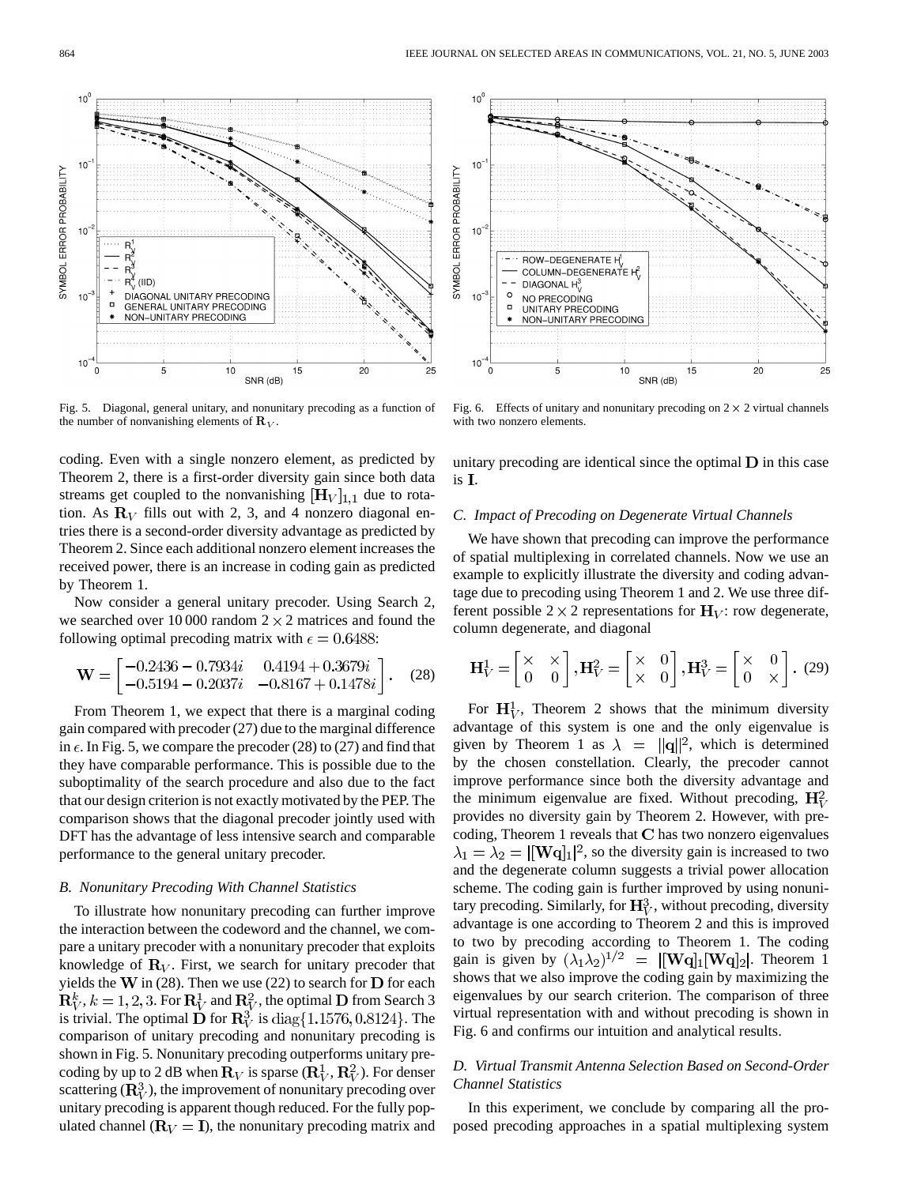Fig. 5. Diagonal, general unitary, and nonunitary precoding as a function of the number of nonvanishing elements of $\mathbf{R}_V$.

Fig. 6. Effects of unitary and nonunitary precoding on $2 \times 2$ virtual channels with two nonzero elements.

coding. Even with a single nonzero element, as predicted by Theorem 2, there is a first-order diversity gain since both data streams get coupled to the nonvanishing $[\mathbf{H}_V]_{1,1}$ due to rotation. As $\mathbf{R}_V$ fills out with 2, 3, and 4 nonzero diagonal entries there is a second-order diversity advantage as predicted by Theorem 2. Since each additional nonzero element increases the received power, there is an increase in coding gain as predicted by Theorem 1.

Now consider a general unitary precoder. Using Search 2, we searched over 10 000 random $2 \times 2$ matrices and found the following optimal precoding matrix with $\epsilon = 0.6488$:

$$\mathbf{W} = \begin{bmatrix} -0.2436 - 0.7934i & 0.4194 + 0.3679i \\ -0.5194 - 0.2037i & -0.8167 + 0.1478i \end{bmatrix}. \quad (28)$$

From Theorem 1, we expect that there is a marginal coding gain compared with precoder (27) due to the marginal difference in $\epsilon$. In Fig. 5, we compare the precoder (28) to (27) and find that they have comparable performance. This is possible due to the suboptimality of the search procedure and also due to the fact that our design criterion is not exactly motivated by the PEP. The comparison shows that the diagonal precoder jointly used with DFT has the advantage of less intensive search and comparable performance to the general unitary precoder.

### B. Nonunitary Precoding With Channel Statistics

To illustrate how nonunitary precoding can further improve the interaction between the codeword and the channel, we compare a unitary precoder with a nonunitary precoder that exploits knowledge of $\mathbf{R}_V$. First, we search for unitary precoder that yields the $\mathbf{W}$ in (28). Then we use (22) to search for $\mathbf{D}$ for each $\mathbf{R}_V^k, k = 1, 2, 3$. For $\mathbf{R}_V^1$ and $\mathbf{R}_V^2$, the optimal $\mathbf{D}$ from Search 3 is trivial. The optimal $\mathbf{D}$ for $\mathbf{R}_V^3$ is $\text{diag}\{1.1576, 0.8124\}$. The comparison of unitary precoding and nonunitary precoding is shown in Fig. 5. Nonunitary precoding outperforms unitary precoding by up to 2 dB when $\mathbf{R}_V$ is sparse ($\mathbf{R}_V^1, \mathbf{R}_V^2$). For denser scattering ($\mathbf{R}_V^3$), the improvement of nonunitary precoding over unitary precoding is apparent though reduced. For the fully populated channel ($\mathbf{R}_V = \mathbf{I}$), the nonunitary precoding matrix and unitary precoding are identical since the optimal $\mathbf{D}$ in this case is $\mathbf{I}$.

### C. Impact of Precoding on Degenerate Virtual Channels

We have shown that precoding can improve the performance of spatial multiplexing in correlated channels. Now we use an example to explicitly illustrate the diversity and coding advantage due to precoding using Theorem 1 and 2. We use three different possible $2 \times 2$ representations for $\mathbf{H}_V$: row degenerate, column degenerate, and diagonal

$$\mathbf{H}_V^1 = \begin{bmatrix} \times & \times \\ 0 & 0 \end{bmatrix}, \mathbf{H}_V^2 = \begin{bmatrix} \times & 0 \\ \times & 0 \end{bmatrix}, \mathbf{H}_V^3 = \begin{bmatrix} \times & 0 \\ 0 & \times \end{bmatrix}. \quad (29)$$

For $\mathbf{H}_V^1$, Theorem 2 shows that the minimum diversity advantage of this system is one and the only eigenvalue is given by Theorem 1 as $\lambda = \|\mathbf{q}\|^2$, which is determined by the chosen constellation. Clearly, the precoder cannot improve performance since both the diversity advantage and the minimum eigenvalue are fixed. Without precoding, $\mathbf{H}_V^2$ provides no diversity gain by Theorem 2. However, with precoding, Theorem 1 reveals that $\mathbf{C}$ has two nonzero eigenvalues $\lambda_1 = \lambda_2 = |[\mathbf{Wq}]_1|^2$, so the diversity gain is increased to two and the degenerate column suggests a trivial power allocation scheme. The coding gain is further improved by using nonunitary precoding. Similarly, for $\mathbf{H}_V^3$, without precoding, diversity advantage is one according to Theorem 2 and this is improved to two by precoding according to Theorem 1. The coding gain is given by $(\lambda_1 \lambda_2)^{1/2} = |[\mathbf{Wq}]_1 [\mathbf{Wq}]_2|$. Theorem 1 shows that we also improve the coding gain by maximizing the eigenvalues by our search criterion. The comparison of three virtual representation with and without precoding is shown in Fig. 6 and confirms our intuition and analytical results.

### D. Virtual Transmit Antenna Selection Based on Second-Order Channel Statistics

In this experiment, we conclude by comparing all the proposed precoding approaches in a spatial multiplexing system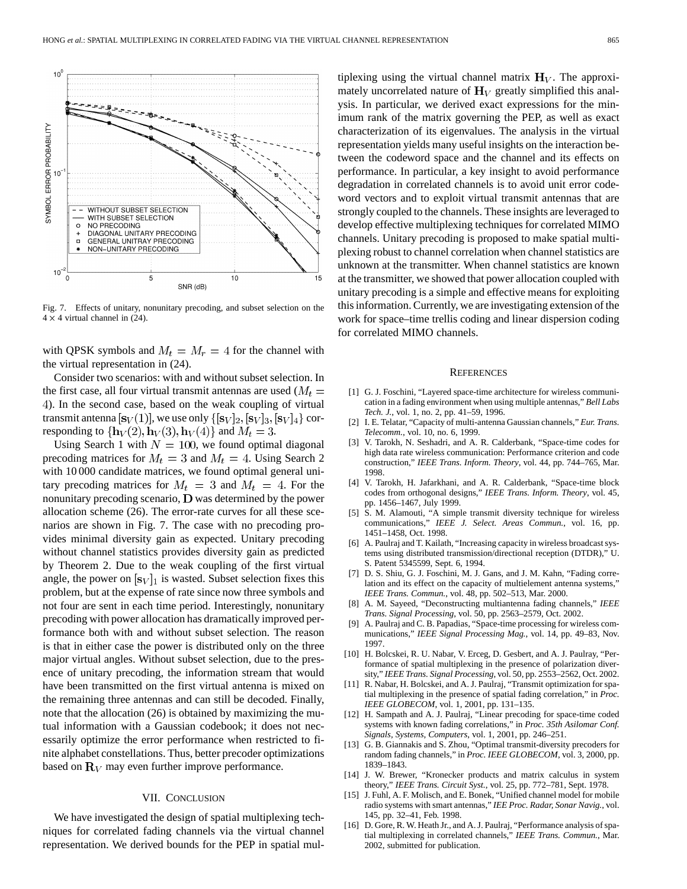Fig. 7. Effects of unitary, nonunitary precoding, and subset selection on the $4 \times 4$ virtual channel in (24).

with QPSK symbols and $M_t = M_r = 4$ for the channel with the virtual representation in (24).

Consider two scenarios: with and without subset selection. In the first case, all four virtual transmit antennas are used ($M_t = 4$). In the second case, based on the weak coupling of virtual transmit antenna $[\mathbf{s}_V(1)]$, we use only $\{[\mathbf{s}_V]_2, [\mathbf{s}_V]_3, [\mathbf{s}_V]_4\}$ corresponding to $\{\mathbf{h}_V(2), \mathbf{h}_V(3), \mathbf{h}_V(4)\}$ and $M_t = 3$.

Using Search 1 with $N = 100$, we found optimal diagonal precoding matrices for $M_t = 3$ and $M_t = 4$. Using Search 2 with 10 000 candidate matrices, we found optimal general unitary precoding matrices for $M_t = 3$ and $M_t = 4$. For the nonunitary precoding scenario, $\mathbf{D}$ was determined by the power allocation scheme (26). The error-rate curves for all these scenarios are shown in Fig. 7. The case with no precoding provides minimal diversity gain as expected. Unitary precoding without channel statistics provides diversity gain as predicted by Theorem 2. Due to the weak coupling of the first virtual angle, the power on $[\mathbf{s}_V]_1$ is wasted. Subset selection fixes this problem, but at the expense of rate since now three symbols and not four are sent in each time period. Interestingly, nonunitary precoding with power allocation has dramatically improved performance both with and without subset selection. The reason is that in either case the power is distributed only on the three major virtual angles. Without subset selection, due to the presence of unitary precoding, the information stream that would have been transmitted on the first virtual antenna is mixed on the remaining three antennas and can still be decoded. Finally, note that the allocation (26) is obtained by maximizing the mutual information with a Gaussian codebook; it does not necessarily optimize the error performance when restricted to finite alphabet constellations. Thus, better precoder optimizations based on $\mathbf{R}_V$ may even further improve performance.

## VII. Conclusion

We have investigated the design of spatial multiplexing techniques for correlated fading channels via the virtual channel representation. We derived bounds for the PEP in spatial multiplexing using the virtual channel matrix $\mathbf{H}_V$. The approximately uncorrelated nature of $\mathbf{H}_V$ greatly simplified this analysis. In particular, we derived exact expressions for the minimum rank of the matrix governing the PEP, as well as exact characterization of its eigenvalues. The analysis in the virtual representation yields many useful insights on the interaction between the codeword space and the channel and its effects on performance. In particular, a key insight to avoid performance degradation in correlated channels is to avoid unit error codeword vectors and to exploit virtual transmit antennas that are strongly coupled to the channels. These insights are leveraged to develop effective multiplexing techniques for correlated MIMO channels. Unitary precoding is proposed to make spatial multiplexing robust to channel correlation when channel statistics are unknown at the transmitter. When channel statistics are known at the transmitter, we showed that power allocation coupled with unitary precoding is a simple and effective means for exploiting this information. Currently, we are investigating extension of the work for space–time trellis coding and linear dispersion coding for correlated MIMO channels.

## References

[1] G. J. Foschini, "Layered space-time architecture for wireless communication in a fading environment when using multiple antennas," *Bell Labs Tech. J.*, vol. 1, no. 2, pp. 41–59, 1996.

[2] I. E. Telatar, "Capacity of multi-antenna Gaussian channels," *Eur. Trans. Telecomm.*, vol. 10, no. 6, 1999.

[3] V. Tarokh, N. Seshadri, and A. R. Calderbank, "Space-time codes for high data rate wireless communication: Performance criterion and code construction," *IEEE Trans. Inform. Theory*, vol. 44, pp. 744–765, Mar. 1998.

[4] V. Tarokh, H. Jafarkhani, and A. R. Calderbank, "Space-time block codes from orthogonal designs," *IEEE Trans. Inform. Theory*, vol. 45, pp. 1456–1467, July 1999.

[5] S. M. Alamouti, "A simple transmit diversity technique for wireless communications," *IEEE J. Select. Areas Commun.*, vol. 16, pp. 1451–1458, Oct. 1998.

[6] A. Paulraj and T. Kailath, "Increasing capacity in wireless broadcast systems using distributed transmission/directional reception (DTDR)," U. S. Patent 5345599, Sept. 6, 1994.

[7] D. S. Shiu, G. J. Foschini, M. J. Gans, and J. M. Kahn, "Fading correlation and its effect on the capacity of multielement antenna systems," *IEEE Trans. Commun.*, vol. 48, pp. 502–513, Mar. 2000.

[8] A. M. Sayeed, "Deconstructing multiantenna fading channels," *IEEE Trans. Signal Processing*, vol. 50, pp. 2563–2579, Oct. 2002.

[9] A. Paulraj and C. B. Papadias, "Space-time processing for wireless communications," *IEEE Signal Processing Mag.*, vol. 14, pp. 49–83, Nov. 1997.

[10] H. Bolcskei, R. U. Nabar, V. Erceg, D. Gesbert, and A. J. Paulraj, "Performance of spatial multiplexing in the presence of polarization diversity," *IEEE Trans. Signal Processing*, vol. 50, pp. 2553–2562, Oct. 2002.

[11] R. Nabar, H. Bolcskei, and A. J. Paulraj, "Transmit optimization for spatial multiplexing in the presence of spatial fading correlation," in *Proc. IEEE GLOBECOM*, vol. 1, 2001, pp. 131–135.

[12] H. Sampath and A. J. Paulraj, "Linear precoding for space-time coded systems with known fading correlations," in *Proc. 35th Asilomar Conf. Signals, Systems, Computers*, vol. 1, 2001, pp. 246–251.

[13] G. B. Giannakis and S. Zhou, "Optimal transmit-diversity precoders for random fading channels," in *Proc. IEEE GLOBECOM*, vol. 3, 2000, pp. 1839–1843.

[14] J. W. Brewer, "Kronecker products and matrix calculus in system theory," *IEEE Trans. Circuit Syst.*, vol. 25, pp. 772–781, Sept. 1978.

[15] J. Fuhl, A. F. Molisch, and E. Bonek, "Unified channel model for mobile radio systems with smart antennas," *IEE Proc. Radar, Sonar Navig.*, vol. 145, pp. 32–41, Feb. 1998.

[16] D. Gore, R. W. Heath Jr., and A. J. Paulraj, "Performance analysis of spatial multiplexing in correlated channels," *IEEE Trans. Commun.*, Mar. 2002, submitted for publication.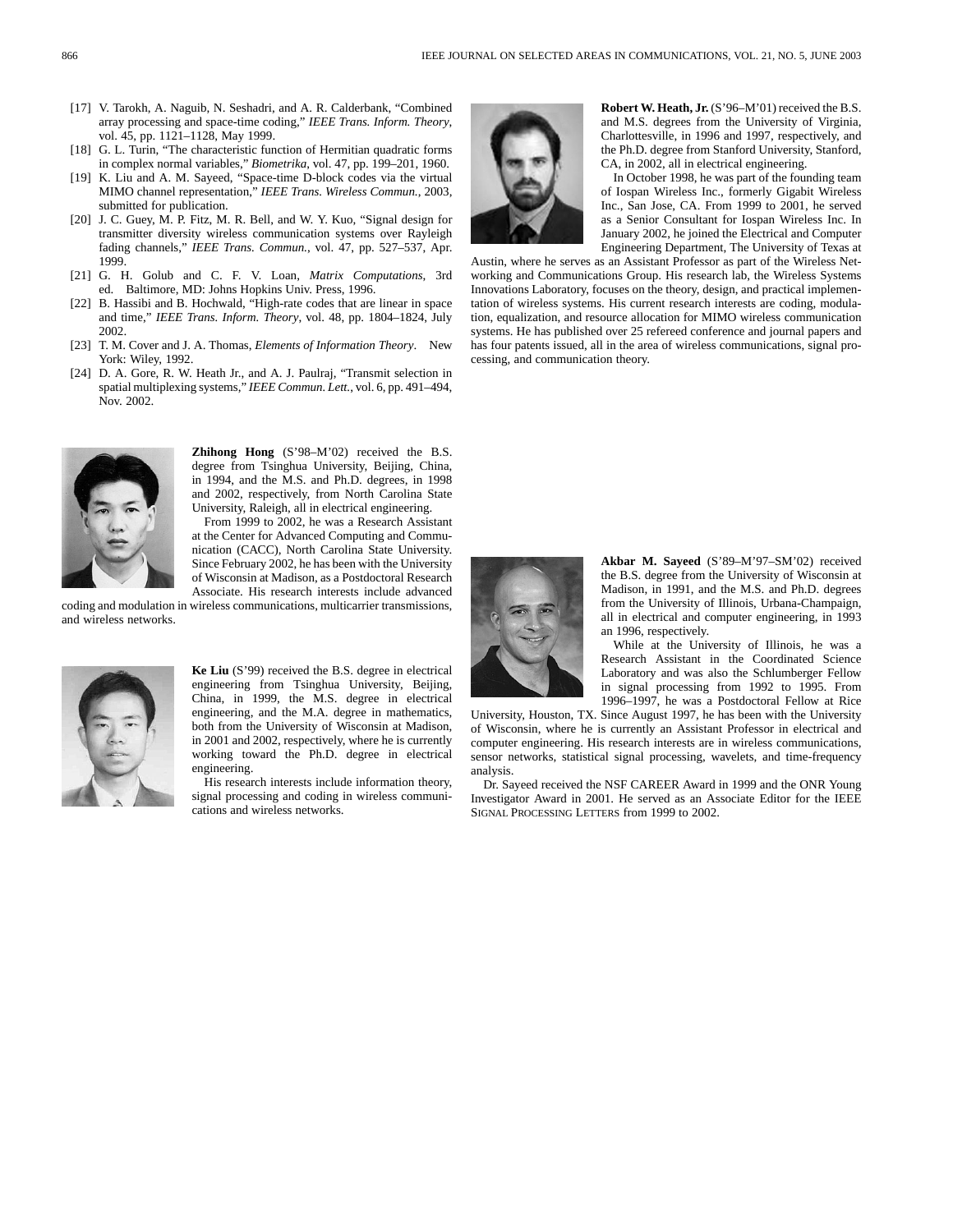[17] V. Tarokh, A. Naguib, N. Seshadri, and A. R. Calderbank, "Combined array processing and space-time coding," *IEEE Trans. Inform. Theory*, vol. 45, pp. 1121–1128, May 1999.

[18] G. L. Turin, "The characteristic function of Hermitian quadratic forms in complex normal variables," *Biometrika*, vol. 47, pp. 199–201, 1960.

[19] K. Liu and A. M. Sayeed, "Space-time D-block codes via the virtual MIMO channel representation," *IEEE Trans. Wireless Commun.*, 2003, submitted for publication.

[20] J. C. Guey, M. P. Fitz, M. R. Bell, and W. Y. Kuo, "Signal design for transmitter diversity wireless communication systems over Rayleigh fading channels," *IEEE Trans. Commun.*, vol. 47, pp. 527–537, Apr. 1999.

[21] G. H. Golub and C. F. V. Loan, *Matrix Computations*, 3rd ed. Baltimore, MD: Johns Hopkins Univ. Press, 1996.

[22] B. Hassibi and B. Hochwald, "High-rate codes that are linear in space and time," *IEEE Trans. Inform. Theory*, vol. 48, pp. 1804–1824, July 2002.

[23] T. M. Cover and J. A. Thomas, *Elements of Information Theory*. New York: Wiley, 1992.

[24] D. A. Gore, R. W. Heath Jr., and A. J. Paulraj, "Transmit selection in spatial multiplexing systems," *IEEE Commun. Lett.*, vol. 6, pp. 491–494, Nov. 2002.

**Zhihong Hong** (S'98–M'02) received the B.S. degree from Tsinghua University, Beijing, China, in 1994, and the M.S. and Ph.D. degrees, in 1998 and 2002, respectively, from North Carolina State University, Raleigh, all in electrical engineering.

From 1999 to 2002, he was a Research Assistant at the Center for Advanced Computing and Communication (CACC), North Carolina State University. Since February 2002, he has been with the University of Wisconsin at Madison, as a Postdoctoral Research Associate. His research interests include advanced coding and modulation in wireless communications, multicarrier transmissions, and wireless networks.

**Ke Liu** (S'99) received the B.S. degree in electrical engineering from Tsinghua University, Beijing, China, in 1999, the M.S. degree in electrical engineering, and the M.A. degree in mathematics, both from the University of Wisconsin at Madison, in 2001 and 2002, respectively, where he is currently working toward the Ph.D. degree in electrical engineering.

His research interests include information theory, signal processing and coding in wireless communications and wireless networks.

**Robert W. Heath, Jr.** (S'96–M'01) received the B.S. and M.S. degrees from the University of Virginia, Charlottesville, in 1996 and 1997, respectively, and the Ph.D. degree from Stanford University, Stanford, CA, in 2002, all in electrical engineering.

In October 1998, he was part of the founding team of Iospan Wireless Inc., formerly Gigabit Wireless Inc., San Jose, CA. From 1999 to 2001, he served as a Senior Consultant for Iospan Wireless Inc. In January 2002, he joined the Electrical and Computer Engineering Department, The University of Texas at Austin, where he serves as an Assistant Professor as part of the Wireless Networking and Communications Group. His research lab, the Wireless Systems Innovations Laboratory, focuses on the theory, design, and practical implementation of wireless systems. His current research interests are coding, modulation, equalization, and resource allocation for MIMO wireless communication systems. He has published over 25 refereed conference and journal papers and has four patents issued, all in the area of wireless communications, signal processing, and communication theory.

**Akbar M. Sayeed** (S'89–M'97–SM'02) received the B.S. degree from the University of Wisconsin at Madison, in 1991, and the M.S. and Ph.D. degrees from the University of Illinois, Urbana-Champaign, all in electrical and computer engineering, in 1993 an 1996, respectively.

While at the University of Illinois, he was a Research Assistant in the Coordinated Science Laboratory and was also the Schlumberger Fellow in signal processing from 1992 to 1995. From 1996–1997, he was a Postdoctoral Fellow at Rice University, Houston, TX. Since August 1997, he has been with the University of Wisconsin, where he is currently an Assistant Professor in electrical and computer engineering. His research interests are in wireless communications, sensor networks, statistical signal processing, wavelets, and time-frequency analysis.

Dr. Sayeed received the NSF CAREER Award in 1999 and the ONR Young Investigator Award in 2001. He served as an Associate Editor for the IEEE SIGNAL PROCESSING LETTERS from 1999 to 2002.